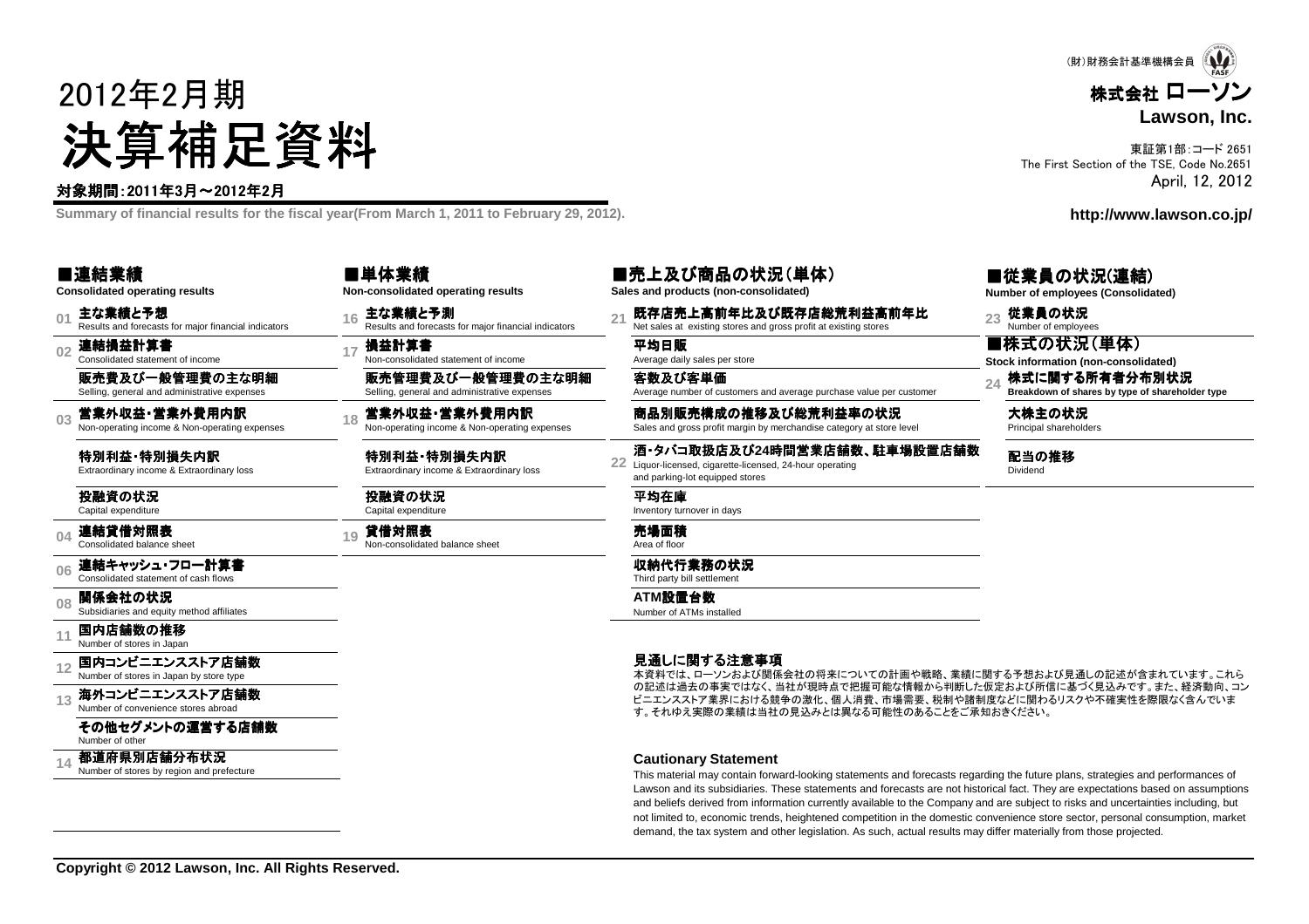(財)財務会計基準機構会員

# 2012年2月期
# 決算補足資料

**株式会社 ローソン**
**Lawson, Inc.**

東証第1部:コード 2651
The First Section of the TSE, Code No.2651
April, 12, 2012

対象期間:2011年3月～2012年2月

**Summary of financial results for the fiscal year(From March 1, 2011 to February 29, 2012).**

**http://www.lawson.co.jp/**

## ■連結業績
**Consolidated operating results**

- 01 **主な業績と予想** Results and forecasts for major financial indicators
- 02 **連結損益計算書** Consolidated statement of income
  - **販売費及び一般管理費の主な明細** Selling, general and administrative expenses
- 03 **営業外収益・営業外費用内訳** Non-operating income & Non-operating expenses
  - **特別利益・特別損失内訳** Extraordinary income & Extraordinary loss
  - **投融資の状況** Capital expenditure
- 04 **連結貸借対照表** Consolidated balance sheet
- 06 **連結キャッシュ・フロー計算書** Consolidated statement of cash flows
- 08 **関係会社の状況** Subsidiaries and equity method affiliates
- 11 **国内店舗数の推移** Number of stores in Japan
- 12 **国内コンビニエンスストア店舗数** Number of stores in Japan by store type
- 13 **海外コンビニエンスストア店舗数** Number of convenience stores abroad
  - **その他セグメントの運営する店舗数** Number of other
- 14 **都道府県別店舗分布状況** Number of stores by region and prefecture

## ■単体業績
**Non-consolidated operating results**

- 16 **主な業績と予測** Results and forecasts for major financial indicators
- 17 **損益計算書** Non-consolidated statement of income
  - **販売管理費及び一般管理費の主な明細** Selling, general and administrative expenses
- 18 **営業外収益・営業外費用内訳** Non-operating income & Non-operating expenses
  - **特別利益・特別損失内訳** Extraordinary income & Extraordinary loss
  - **投融資の状況** Capital expenditure
- 19 **貸借対照表** Non-consolidated balance sheet

## ■売上及び商品の状況(単体)
**Sales and products (non-consolidated)**

- 21 **既存店売上高前年比及び既存店総荒利益高前年比** Net sales at existing stores and gross profit at existing stores
  - **平均日販** Average daily sales per store
  - **客数及び客単価** Average number of customers and average purchase value per customer
  - **商品別販売構成の推移及び総荒利益率の状況** Sales and gross profit margin by merchandise category at store level
- 22 **酒・タバコ取扱店及び24時間営業店舗数、駐車場設置店舗数** Liquor-licensed, cigarette-licensed, 24-hour operating and parking-lot equipped stores
  - **平均在庫** Inventory turnover in days
  - **売場面積** Area of floor
  - **収納代行業務の状況** Third party bill settlement
  - **ATM設置台数** Number of ATMs installed

## ■従業員の状況(連結)
**Number of employees (Consolidated)**

- 23 **従業員の状況** Number of employees

## ■株式の状況(単体)
**Stock information (non-consolidated)**

- 24 **株式に関する所有者分布別状況** Breakdown of shares by type of shareholder type
  - **大株主の状況** Principal shareholders
  - **配当の推移** Dividend

### 見通しに関する注意事項

本資料では、ローソンおよび関係会社の将来についての計画や戦略、業績に関する予想および見通しの記述が含まれています。これらの記述は過去の事実ではなく、当社が現時点で把握可能な情報から判断した仮定および所信に基づく見込みです。また、経済動向、コンビニエンスストア業界における競争の激化、個人消費、市場需要、税制や諸制度などに関わるリスクや不確実性を際限なく含んでいます。それゆえ実際の業績は当社の見込みとは異なる可能性のあることをご承知おきください。

### Cautionary Statement

This material may contain forward-looking statements and forecasts regarding the future plans, strategies and performances of Lawson and its subsidiaries. These statements and forecasts are not historical fact. They are expectations based on assumptions and beliefs derived from information currently available to the Company and are subject to risks and uncertainties including, but not limited to, economic trends, heightened competition in the domestic convenience store sector, personal consumption, market demand, the tax system and other legislation. As such, actual results may differ materially from those projected.

**Copyright © 2012 Lawson, Inc. All Rights Reserved.**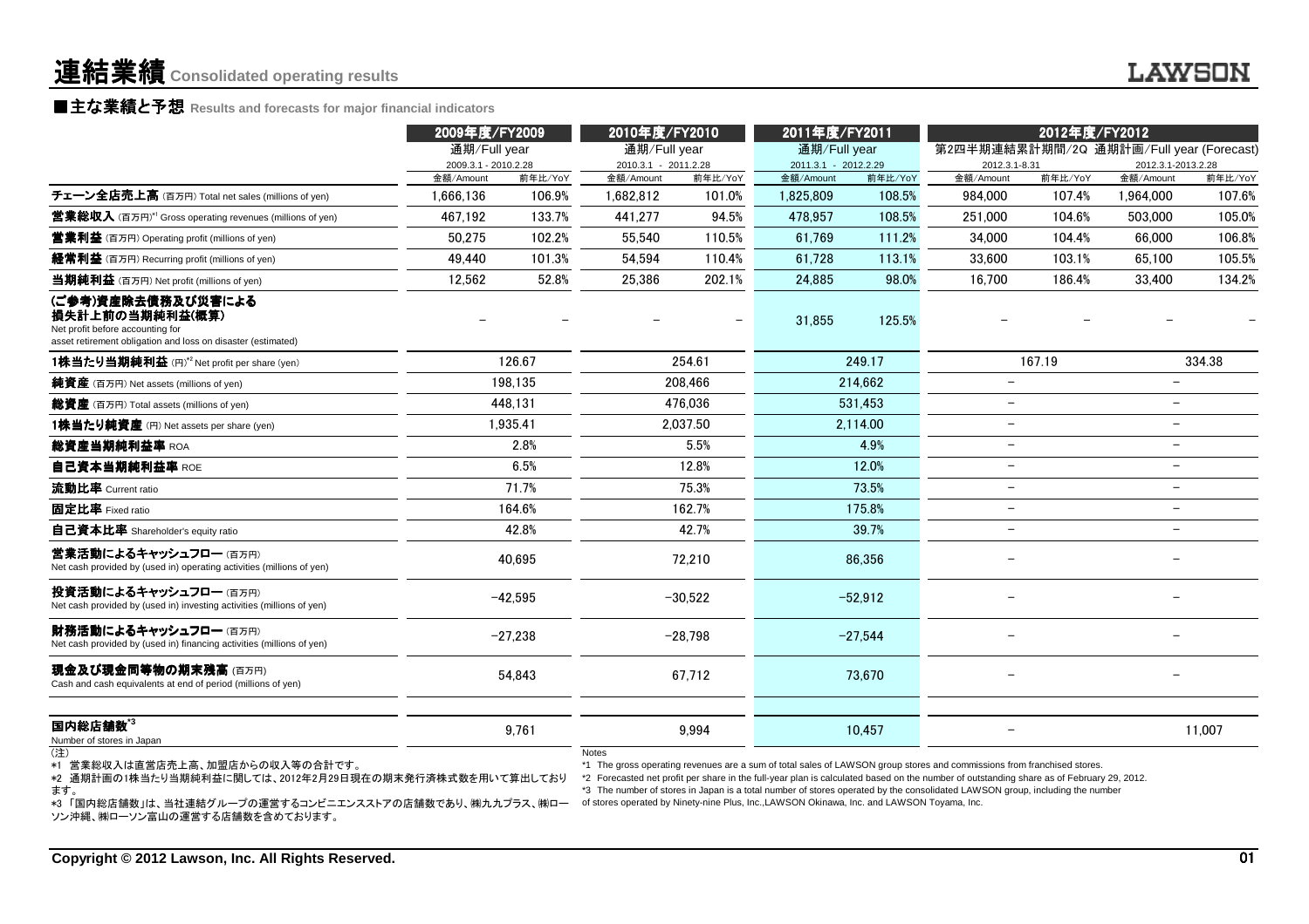# 連結業績 Consolidated operating results

## ■主な業績と予想 Results and forecasts for major financial indicators

| | 2009年度/FY2009 | | 2010年度/FY2010 | | 2011年度/FY2011 | | 2012年度/FY2012 | | | |
|---|---|---|---|---|---|---|---|---|---|---|
| | 通期/Full year | | 通期/Full year | | 通期/Full year | | 第2四半期連結累計期間/2Q | | 通期計画/Full year (Forecast) | |
| | 2009.3.1 - 2010.2.28 | | 2010.3.1 - 2011.2.28 | | 2011.3.1 - 2012.2.29 | | 2012.3.1-8.31 | | 2012.3.1-2013.2.28 | |
| | 金額/Amount | 前年比/YoY | 金額/Amount | 前年比/YoY | 金額/Amount | 前年比/YoY | 金額/Amount | 前年比/YoY | 金額/Amount | 前年比/YoY |
| **チェーン全店売上高** (百万円) Total net sales (millions of yen) | 1,666,136 | 106.9% | 1,682,812 | 101.0% | 1,825,809 | 108.5% | 984,000 | 107.4% | 1,964,000 | 107.6% |
| **営業総収入** (百万円)*1 Gross operating revenues (millions of yen) | 467,192 | 133.7% | 441,277 | 94.5% | 478,957 | 108.5% | 251,000 | 104.6% | 503,000 | 105.0% |
| **営業利益** (百万円) Operating profit (millions of yen) | 50,275 | 102.2% | 55,540 | 110.5% | 61,769 | 111.2% | 34,000 | 104.4% | 66,000 | 106.8% |
| **経常利益** (百万円) Recurring profit (millions of yen) | 49,440 | 101.3% | 54,594 | 110.4% | 61,728 | 113.1% | 33,600 | 103.1% | 65,100 | 105.5% |
| **当期純利益** (百万円) Net profit (millions of yen) | 12,562 | 52.8% | 25,386 | 202.1% | 24,885 | 98.0% | 16,700 | 186.4% | 33,400 | 134.2% |
| **(ご参考)資産除去債務及び災害による損失計上前の当期純利益(概算)** Net profit before accounting for asset retirement obligation and loss on disaster (estimated) | − | − | − | − | 31,855 | 125.5% | − | − | − | − |
| **1株当たり当期純利益** (円)*2 Net profit per share (yen) | 126.67 | | 254.61 | | 249.17 | | 167.19 | | 334.38 | |
| **純資産** (百万円) Net assets (millions of yen) | 198,135 | | 208,466 | | 214,662 | | − | | − | |
| **総資産** (百万円) Total assets (millions of yen) | 448,131 | | 476,036 | | 531,453 | | − | | − | |
| **1株当たり純資産** (円) Net assets per share (yen) | 1,935.41 | | 2,037.50 | | 2,114.00 | | − | | − | |
| **総資産当期純利益率** ROA | 2.8% | | 5.5% | | 4.9% | | − | | − | |
| **自己資本当期純利益率** ROE | 6.5% | | 12.8% | | 12.0% | | − | | − | |
| **流動比率** Current ratio | 71.7% | | 75.3% | | 73.5% | | − | | − | |
| **固定比率** Fixed ratio | 164.6% | | 162.7% | | 175.8% | | − | | − | |
| **自己資本比率** Shareholder's equity ratio | 42.8% | | 42.7% | | 39.7% | | − | | − | |
| **営業活動によるキャッシュフロー** (百万円) Net cash provided by (used in) operating activities (millions of yen) | 40,695 | | 72,210 | | 86,356 | | − | | − | |
| **投資活動によるキャッシュフロー** (百万円) Net cash provided by (used in) investing activities (millions of yen) | −42,595 | | −30,522 | | −52,912 | | − | | − | |
| **財務活動によるキャッシュフロー** (百万円) Net cash provided by (used in) financing activities (millions of yen) | −27,238 | | −28,798 | | −27,544 | | − | | − | |
| **現金及び現金同等物の期末残高** (百万円) Cash and cash equivalents at end of period (millions of yen) | 54,843 | | 67,712 | | 73,670 | | − | | − | |
| **国内総店舗数**\*3 Number of stores in Japan | 9,761 | | 9,994 | | 10,457 | | − | | 11,007 | |

(注)
*1 営業総収入は直営店売上高、加盟店からの収入等の合計です。
*2 通期計画の1株当たり当期純利益に関しては、2012年2月29日現在の期末発行済株式数を用いて算出しております。
*3 「国内総店舗数」は、当社連結グループの運営するコンビニエンスストアの店舗数であり、㈱九九プラス、㈱ローソン沖縄、㈱ローソン富山の運営する店舗数を含めております。

Notes
*1 The gross operating revenues are a sum of total sales of LAWSON group stores and commissions from franchised stores.
*2 Forecasted net profit per share in the full-year plan is calculated based on the number of outstanding share as of February 29, 2012.
*3 The number of stores in Japan is a total number of stores operated by the consolidated LAWSON group, including the number of stores operated by Ninety-nine Plus, Inc.,LAWSON Okinawa, Inc. and LAWSON Toyama, Inc.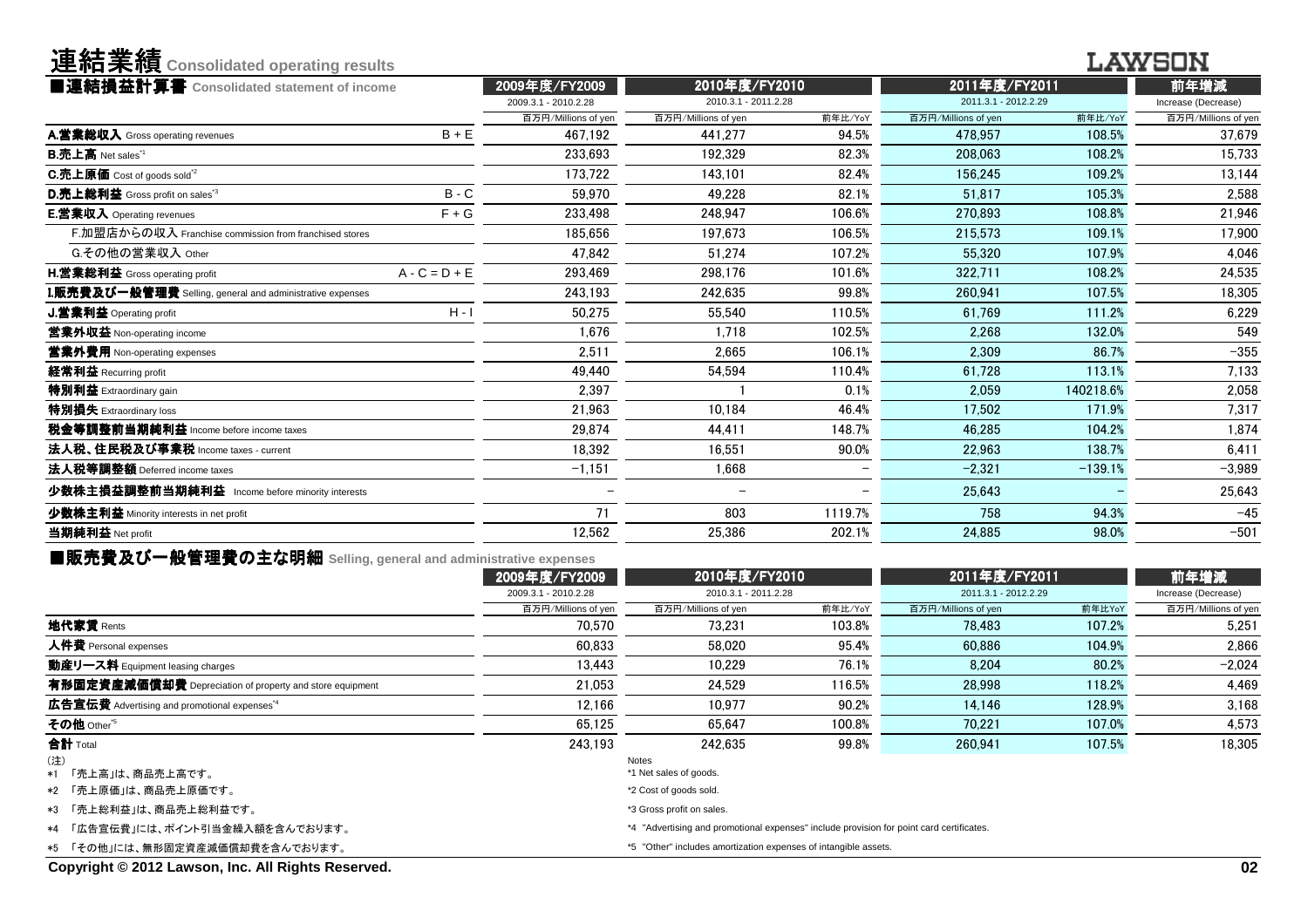# 連結業績 Consolidated operating results

LAWSON

## ■連結損益計算書 Consolidated statement of income

| | | 2009年度/FY2009 | 2010年度/FY2010 | | 2011年度/FY2011 | | 前年増減 |
|---|---|---|---|---|---|---|---|
| | | 2009.3.1 - 2010.2.28 | 2010.3.1 - 2011.2.28 | | 2011.3.1 - 2012.2.29 | | Increase (Decrease) |
| | | 百万円/Millions of yen | 百万円/Millions of yen | 前年比/YoY | 百万円/Millions of yen | 前年比/YoY | 百万円/Millions of yen |
| **A.営業総収入** Gross operating revenues | B + E | 467,192 | 441,277 | 94.5% | 478,957 | 108.5% | 37,679 |
| **B.売上高** Net sales*1 | | 233,693 | 192,329 | 82.3% | 208,063 | 108.2% | 15,733 |
| **C.売上原価** Cost of goods sold*2 | | 173,722 | 143,101 | 82.4% | 156,245 | 109.2% | 13,144 |
| **D.売上総利益** Gross profit on sales*3 | B - C | 59,970 | 49,228 | 82.1% | 51,817 | 105.3% | 2,588 |
| **E.営業収入** Operating revenues | F + G | 233,498 | 248,947 | 106.6% | 270,893 | 108.8% | 21,946 |
| F.加盟店からの収入 Franchise commission from franchised stores | | 185,656 | 197,673 | 106.5% | 215,573 | 109.1% | 17,900 |
| G.その他の営業収入 Other | | 47,842 | 51,274 | 107.2% | 55,320 | 107.9% | 4,046 |
| **H.営業総利益** Gross operating profit | A - C = D + E | 293,469 | 298,176 | 101.6% | 322,711 | 108.2% | 24,535 |
| **I.販売費及び一般管理費** Selling, general and administrative expenses | | 243,193 | 242,635 | 99.8% | 260,941 | 107.5% | 18,305 |
| **J.営業利益** Operating profit | H - I | 50,275 | 55,540 | 110.5% | 61,769 | 111.2% | 6,229 |
| **営業外収益** Non-operating income | | 1,676 | 1,718 | 102.5% | 2,268 | 132.0% | 549 |
| **営業外費用** Non-operating expenses | | 2,511 | 2,665 | 106.1% | 2,309 | 86.7% | −355 |
| **経常利益** Recurring profit | | 49,440 | 54,594 | 110.4% | 61,728 | 113.1% | 7,133 |
| **特別利益** Extraordinary gain | | 2,397 | 1 | 0.1% | 2,059 | 140218.6% | 2,058 |
| **特別損失** Extraordinary loss | | 21,963 | 10,184 | 46.4% | 17,502 | 171.9% | 7,317 |
| **税金等調整前当期純利益** Income before income taxes | | 29,874 | 44,411 | 148.7% | 46,285 | 104.2% | 1,874 |
| **法人税、住民税及び事業税** Income taxes - current | | 18,392 | 16,551 | 90.0% | 22,963 | 138.7% | 6,411 |
| **法人税等調整額** Deferred income taxes | | −1,151 | 1,668 | − | −2,321 | −139.1% | −3,989 |
| **少数株主損益調整前当期純利益** Income before minority interests | | − | − | − | 25,643 | − | 25,643 |
| **少数株主利益** Minority interests in net profit | | 71 | 803 | 1119.7% | 758 | 94.3% | −45 |
| **当期純利益** Net profit | | 12,562 | 25,386 | 202.1% | 24,885 | 98.0% | −501 |

## ■販売費及び一般管理費の主な明細 Selling, general and administrative expenses

| | 2009年度/FY2009 | 2010年度/FY2010 | | 2011年度/FY2011 | | 前年増減 |
|---|---|---|---|---|---|---|
| | 2009.3.1 - 2010.2.28 | 2010.3.1 - 2011.2.28 | | 2011.3.1 - 2012.2.29 | | Increase (Decrease) |
| | 百万円/Millions of yen | 百万円/Millions of yen | 前年比/YoY | 百万円/Millions of yen | 前年比YoY | 百万円/Millions of yen |
| **地代家賃** Rents | 70,570 | 73,231 | 103.8% | 78,483 | 107.2% | 5,251 |
| **人件費** Personal expenses | 60,833 | 58,020 | 95.4% | 60,886 | 104.9% | 2,866 |
| **動産リース料** Equipment leasing charges | 13,443 | 10,229 | 76.1% | 8,204 | 80.2% | −2,024 |
| **有形固定資産減価償却費** Depreciation of property and store equipment | 21,053 | 24,529 | 116.5% | 28,998 | 118.2% | 4,469 |
| **広告宣伝費** Advertising and promotional expenses*4 | 12,166 | 10,977 | 90.2% | 14,146 | 128.9% | 3,168 |
| **その他** Other*5 | 65,125 | 65,647 | 100.8% | 70,221 | 107.0% | 4,573 |
| **合計** Total | 243,193 | 242,635 | 99.8% | 260,941 | 107.5% | 18,305 |

(注)
*1 「売上高」は、商品売上高です。
*2 「売上原価」は、商品売上原価です。
*3 「売上総利益」は、商品売上総利益です。
*4 「広告宣伝費」には、ポイント引当金繰入額を含んでおります。
*5 「その他」には、無形固定資産減価償却費を含んでおります。

Notes
*1 Net sales of goods.
*2 Cost of goods sold.
*3 Gross profit on sales.
*4 "Advertising and promotional expenses" include provision for point card certificates.
*5 "Other" includes amortization expenses of intangible assets.

Copyright © 2012 Lawson, Inc. All Rights Reserved.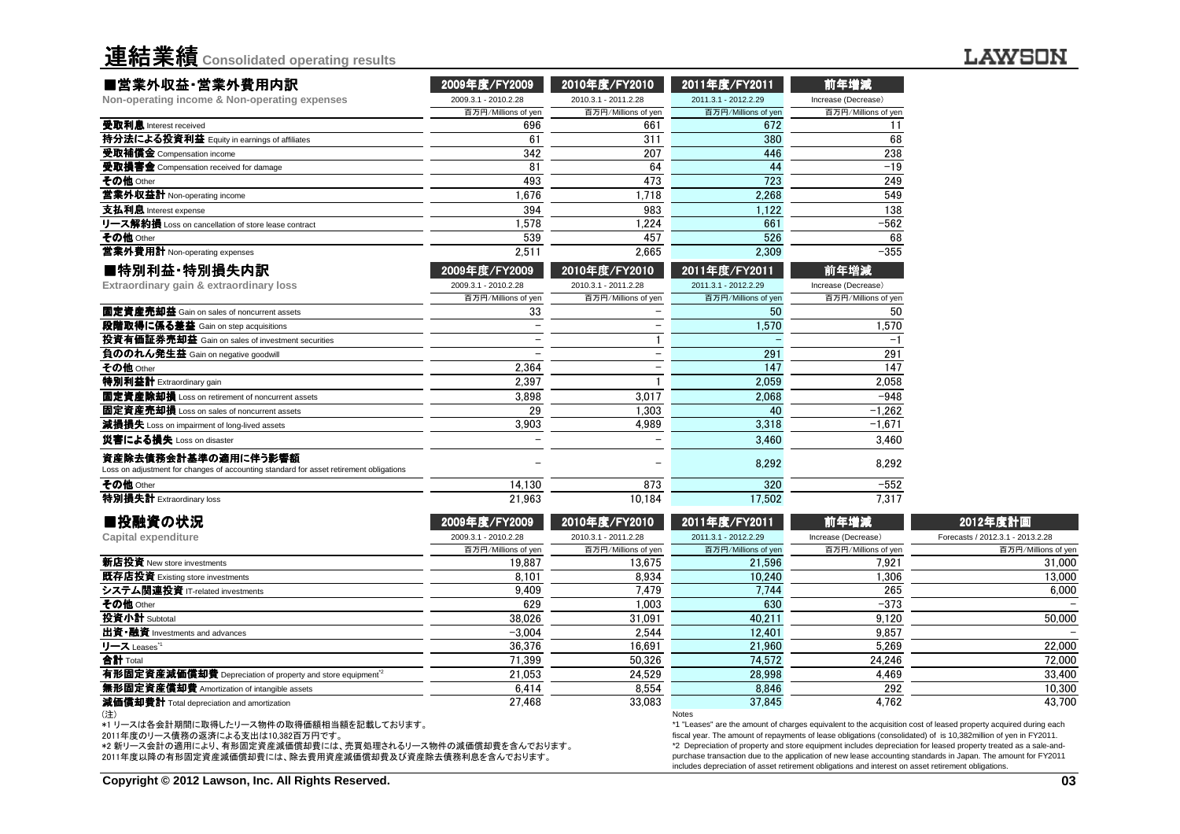# 連結業績 Consolidated operating results

## ■営業外収益・営業外費用内訳 Non-operating income & Non-operating expenses

| | 2009年度/FY2009 | 2010年度/FY2010 | 2011年度/FY2011 | 前年増減 |
|---|---|---|---|---|
| | 2009.3.1 - 2010.2.28 | 2010.3.1 - 2011.2.28 | 2011.3.1 - 2012.2.29 | Increase (Decrease) |
| | 百万円/Millions of yen | 百万円/Millions of yen | 百万円/Millions of yen | 百万円/Millions of yen |
| 受取利息 Interest received | 696 | 661 | 672 | 11 |
| 持分法による投資利益 Equity in earnings of affiliates | 61 | 311 | 380 | 68 |
| 受取補償金 Compensation income | 342 | 207 | 446 | 238 |
| 受取損害金 Compensation received for damage | 81 | 64 | 44 | −19 |
| その他 Other | 493 | 473 | 723 | 249 |
| 営業外収益計 Non-operating income | 1,676 | 1,718 | 2,268 | 549 |
| 支払利息 Interest expense | 394 | 983 | 1,122 | 138 |
| リース解約損 Loss on cancellation of store lease contract | 1,578 | 1,224 | 661 | −562 |
| その他 Other | 539 | 457 | 526 | 68 |
| 営業外費用計 Non-operating expenses | 2,511 | 2,665 | 2,309 | −355 |

## ■特別利益・特別損失内訳 Extraordinary gain & extraordinary loss

| | 2009年度/FY2009 | 2010年度/FY2010 | 2011年度/FY2011 | 前年増減 |
|---|---|---|---|---|
| | 2009.3.1 - 2010.2.28 | 2010.3.1 - 2011.2.28 | 2011.3.1 - 2012.2.29 | Increase (Decrease) |
| | 百万円/Millions of yen | 百万円/Millions of yen | 百万円/Millions of yen | 百万円/Millions of yen |
| 固定資産売却益 Gain on sales of noncurrent assets | 33 | − | 50 | 50 |
| 段階取得に係る差益 Gain on step acquisitions | − | − | 1,570 | 1,570 |
| 投資有価証券売却益 Gain on sales of investment securities | − | 1 | − | −1 |
| 負ののれん発生益 Gain on negative goodwill | − | − | 291 | 291 |
| その他 Other | 2,364 | − | 147 | 147 |
| 特別利益計 Extraordinary gain | 2,397 | 1 | 2,059 | 2,058 |
| 固定資産除却損 Loss on retirement of noncurrent assets | 3,898 | 3,017 | 2,068 | −948 |
| 固定資産売却損 Loss on sales of noncurrent assets | 29 | 1,303 | 40 | −1,262 |
| 減損損失 Loss on impairment of long-lived assets | 3,903 | 4,989 | 3,318 | −1,671 |
| 災害による損失 Loss on disaster | − | − | 3,460 | 3,460 |
| 資産除去債務会計基準の適用に伴う影響額 Loss on adjustment for changes of accounting standard for asset retirement obligations | − | − | 8,292 | 8,292 |
| その他 Other | 14,130 | 873 | 320 | −552 |
| 特別損失計 Extraordinary loss | 21,963 | 10,184 | 17,502 | 7,317 |

## ■投融資の状況 Capital expenditure

| | 2009年度/FY2009 | 2010年度/FY2010 | 2011年度/FY2011 | 前年増減 | 2012年度計画 |
|---|---|---|---|---|---|
| | 2009.3.1 - 2010.2.28 | 2010.3.1 - 2011.2.28 | 2011.3.1 - 2012.2.29 | Increase (Decrease) | Forecasts / 2012.3.1 - 2013.2.28 |
| | 百万円/Millions of yen | 百万円/Millions of yen | 百万円/Millions of yen | 百万円/Millions of yen | 百万円/Millions of yen |
| 新店投資 New store investments | 19,887 | 13,675 | 21,596 | 7,921 | 31,000 |
| 既存店投資 Existing store investments | 8,101 | 8,934 | 10,240 | 1,306 | 13,000 |
| システム関連投資 IT-related investments | 9,409 | 7,479 | 7,744 | 265 | 6,000 |
| その他 Other | 629 | 1,003 | 630 | −373 | − |
| 投資小計 Subtotal | 38,026 | 31,091 | 40,211 | 9,120 | 50,000 |
| 出資・融資 Investments and advances | −3,004 | 2,544 | 12,401 | 9,857 | − |
| リース Leases[*1] | 36,376 | 16,691 | 21,960 | 5,269 | 22,000 |
| 合計 Total | 71,399 | 50,326 | 74,572 | 24,246 | 72,000 |
| 有形固定資産減価償却費 Depreciation of property and store equipment[*2] | 21,053 | 24,529 | 28,998 | 4,469 | 33,400 |
| 無形固定資産償却費 Amortization of intangible assets | 6,414 | 8,554 | 8,846 | 292 | 10,300 |
| 減価償却費計 Total depreciation and amortization | 27,468 | 33,083 | 37,845 | 4,762 | 43,700 |

(注)
*1 リースは各会計期間に取得したリース物件の取得価額相当額を記載しております。
2011年度のリース債務の返済による支出は10,382百万円です。
*2 新リース会計の適用により、有形固定資産減価償却費には、売買処理されるリース物件の減価償却費を含んでおります。
2011年度以降の有形固定資産減価償却費には、除去費用資産減価償却費及び資産除去債務利息を含んでおります。

Notes
*1 "Leases" are the amount of charges equivalent to the acquisition cost of leased property acquired during each fiscal year. The amount of repayments of lease obligations (consolidated) of is 10,382million of yen in FY2011.
*2 Depreciation of property and store equipment includes depreciation for leased property treated as a sale-and-purchase transaction due to the application of new lease accounting standards in Japan. The amount for FY2011 includes depreciation of asset retirement obligations and interest on asset retirement obligations.

Copyright © 2012 Lawson, Inc. All Rights Reserved.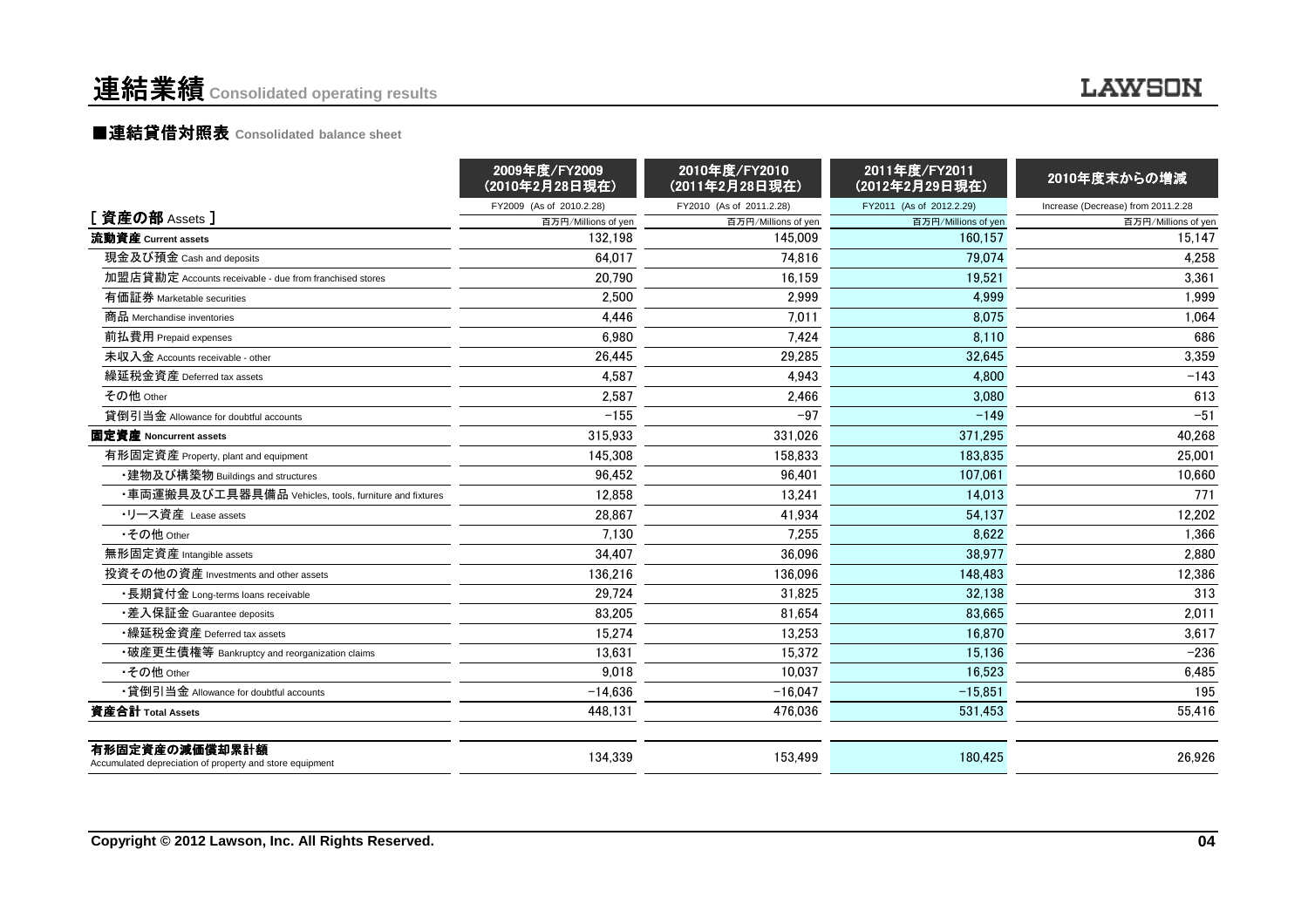# 連結業績 Consolidated operating results

## ■連結貸借対照表 Consolidated balance sheet

| [ 資産の部 Assets ] | 2009年度/FY2009 (2010年2月28日現在) FY2009 (As of 2010.2.28) 百万円/Millions of yen | 2010年度/FY2010 (2011年2月28日現在) FY2010 (As of 2011.2.28) 百万円/Millions of yen | 2011年度/FY2011 (2012年2月29日現在) FY2011 (As of 2012.2.29) 百万円/Millions of yen | 2010年度末からの増減 Increase (Decrease) from 2011.2.28 百万円/Millions of yen |
|---|---|---|---|---|
| **流動資産 Current assets** | 132,198 | 145,009 | 160,157 | 15,147 |
| 現金及び預金 Cash and deposits | 64,017 | 74,816 | 79,074 | 4,258 |
| 加盟店貸勘定 Accounts receivable - due from franchised stores | 20,790 | 16,159 | 19,521 | 3,361 |
| 有価証券 Marketable securities | 2,500 | 2,999 | 4,999 | 1,999 |
| 商品 Merchandise inventories | 4,446 | 7,011 | 8,075 | 1,064 |
| 前払費用 Prepaid expenses | 6,980 | 7,424 | 8,110 | 686 |
| 未収入金 Accounts receivable - other | 26,445 | 29,285 | 32,645 | 3,359 |
| 繰延税金資産 Deferred tax assets | 4,587 | 4,943 | 4,800 | −143 |
| その他 Other | 2,587 | 2,466 | 3,080 | 613 |
| 貸倒引当金 Allowance for doubtful accounts | −155 | −97 | −149 | −51 |
| **固定資産 Noncurrent assets** | 315,933 | 331,026 | 371,295 | 40,268 |
| 有形固定資産 Property, plant and equipment | 145,308 | 158,833 | 183,835 | 25,001 |
| ・建物及び構築物 Buildings and structures | 96,452 | 96,401 | 107,061 | 10,660 |
| ・車両運搬具及び工具器具備品 Vehicles, tools, furniture and fixtures | 12,858 | 13,241 | 14,013 | 771 |
| ・リース資産 Lease assets | 28,867 | 41,934 | 54,137 | 12,202 |
| ・その他 Other | 7,130 | 7,255 | 8,622 | 1,366 |
| 無形固定資産 Intangible assets | 34,407 | 36,096 | 38,977 | 2,880 |
| 投資その他の資産 Investments and other assets | 136,216 | 136,096 | 148,483 | 12,386 |
| ・長期貸付金 Long-terms loans receivable | 29,724 | 31,825 | 32,138 | 313 |
| ・差入保証金 Guarantee deposits | 83,205 | 81,654 | 83,665 | 2,011 |
| ・繰延税金資産 Deferred tax assets | 15,274 | 13,253 | 16,870 | 3,617 |
| ・破産更生債権等 Bankruptcy and reorganization claims | 13,631 | 15,372 | 15,136 | −236 |
| ・その他 Other | 9,018 | 10,037 | 16,523 | 6,485 |
| ・貸倒引当金 Allowance for doubtful accounts | −14,636 | −16,047 | −15,851 | 195 |
| **資産合計 Total Assets** | 448,131 | 476,036 | 531,453 | 55,416 |
| **有形固定資産の減価償却累計額** Accumulated depreciation of property and store equipment | 134,339 | 153,499 | 180,425 | 26,926 |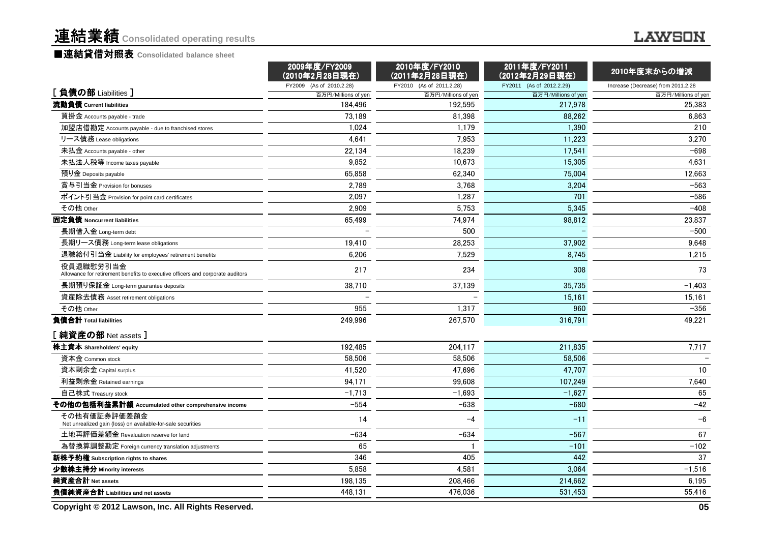# 連結業績 Consolidated operating results

## ■連結貸借対照表 Consolidated balance sheet

| | 2009年度/FY2009 (2010年2月28日現在) | 2010年度/FY2010 (2011年2月28日現在) | 2011年度/FY2011 (2012年2月29日現在) | 2010年度末からの増減 |
|---|---|---|---|---|
| | FY2009 (As of 2010.2.28) | FY2010 (As of 2011.2.28) | FY2011 (As of 2012.2.29) | Increase (Decrease) from 2011.2.28 |
| [ 負債の部 Liabilities ] | 百万円/Millions of yen | 百万円/Millions of yen | 百万円/Millions of yen | 百万円/Millions of yen |
| **流動負債 Current liabilities** | 184,496 | 192,595 | 217,978 | 25,383 |
| 買掛金 Accounts payable - trade | 73,189 | 81,398 | 88,262 | 6,863 |
| 加盟店借勘定 Accounts payable - due to franchised stores | 1,024 | 1,179 | 1,390 | 210 |
| リース債務 Lease obligations | 4,641 | 7,953 | 11,223 | 3,270 |
| 未払金 Accounts payable - other | 22,134 | 18,239 | 17,541 | −698 |
| 未払法人税等 Income taxes payable | 9,852 | 10,673 | 15,305 | 4,631 |
| 預り金 Deposits payable | 65,858 | 62,340 | 75,004 | 12,663 |
| 賞与引当金 Provision for bonuses | 2,789 | 3,768 | 3,204 | −563 |
| ポイント引当金 Provision for point card certificates | 2,097 | 1,287 | 701 | −586 |
| その他 Other | 2,909 | 5,753 | 5,345 | −408 |
| **固定負債 Noncurrent liabilities** | 65,499 | 74,974 | 98,812 | 23,837 |
| 長期借入金 Long-term debt | − | 500 | − | −500 |
| 長期リース債務 Long-term lease obligations | 19,410 | 28,253 | 37,902 | 9,648 |
| 退職給付引当金 Liability for employees' retirement benefits | 6,206 | 7,529 | 8,745 | 1,215 |
| 役員退職慰労引当金 Allowance for retirement benefits to executive officers and corporate auditors | 217 | 234 | 308 | 73 |
| 長期預り保証金 Long-term guarantee deposits | 38,710 | 37,139 | 35,735 | −1,403 |
| 資産除去債務 Asset retirement obligations | − | − | 15,161 | 15,161 |
| その他 Other | 955 | 1,317 | 960 | −356 |
| **負債合計 Total liabilities** | 249,996 | 267,570 | 316,791 | 49,221 |
| [ 純資産の部 Net assets ] | | | | |
| **株主資本 Shareholders' equity** | 192,485 | 204,117 | 211,835 | 7,717 |
| 資本金 Common stock | 58,506 | 58,506 | 58,506 | − |
| 資本剰余金 Capital surplus | 41,520 | 47,696 | 47,707 | 10 |
| 利益剰余金 Retained earnings | 94,171 | 99,608 | 107,249 | 7,640 |
| 自己株式 Treasury stock | −1,713 | −1,693 | −1,627 | 65 |
| **その他の包括利益累計額 Accumulated other comprehensive income** | −554 | −638 | −680 | −42 |
| その他有価証券評価差額金 Net unrealized gain (loss) on available-for-sale securities | 14 | −4 | −11 | −6 |
| 土地再評価差額金 Revaluation reserve for land | −634 | −634 | −567 | 67 |
| 為替換算調整勘定 Foreign currency translation adjustments | 65 | 1 | −101 | −102 |
| **新株予約権 Subscription rights to shares** | 346 | 405 | 442 | 37 |
| **少数株主持分 Minority interests** | 5,858 | 4,581 | 3,064 | −1,516 |
| **純資産合計 Net assets** | 198,135 | 208,466 | 214,662 | 6,195 |
| **負債純資産合計 Liabilities and net assets** | 448,131 | 476,036 | 531,453 | 55,416 |

Copyright © 2012 Lawson, Inc. All Rights Reserved.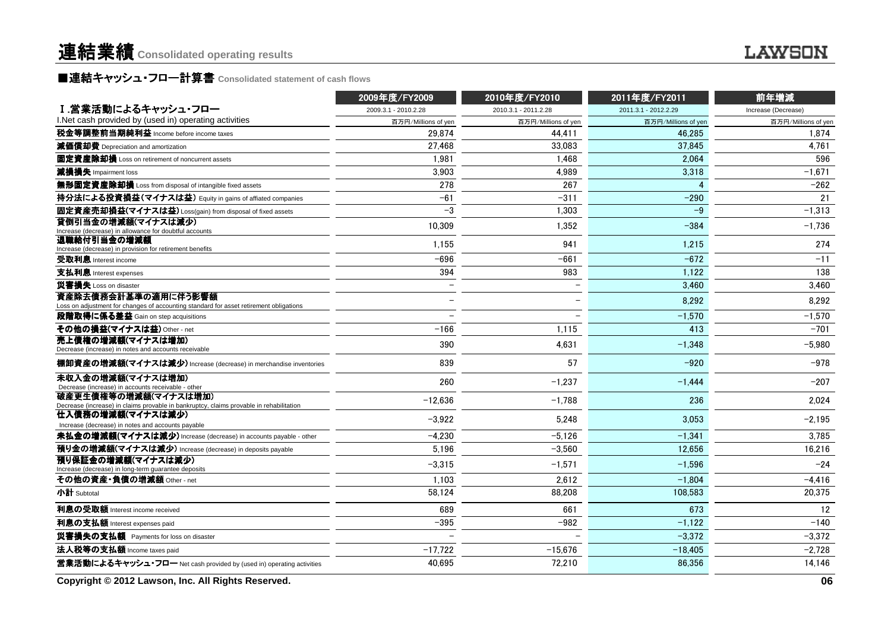# 連結業績 Consolidated operating results

## ■連結キャッシュ・フロー計算書 Consolidated statement of cash flows

| Ⅰ.営業活動によるキャッシュ・フロー<br>I.Net cash provided by (used in) operating activities | 2009年度/FY2009<br>2009.3.1 - 2010.2.28<br>百万円/Millions of yen | 2010年度/FY2010<br>2010.3.1 - 2011.2.28<br>百万円/Millions of yen | 2011年度/FY2011<br>2011.3.1 - 2012.2.29<br>百万円/Millions of yen | 前年増減<br>Increase (Decrease)<br>百万円/Millions of yen |
|---|---|---|---|---|
| **税金等調整前当期純利益** Income before income taxes | 29,874 | 44,411 | 46,285 | 1,874 |
| **減価償却費** Depreciation and amortization | 27,468 | 33,083 | 37,845 | 4,761 |
| **固定資産除却損** Loss on retirement of noncurrent assets | 1,981 | 1,468 | 2,064 | 596 |
| **減損損失** Impairment loss | 3,903 | 4,989 | 3,318 | −1,671 |
| **無形固定資産除却損** Loss from disposal of intangible fixed assets | 278 | 267 | 4 | −262 |
| **持分法による投資損益（マイナスは益）** Equity in gains of affiated companies | −61 | −311 | −290 | 21 |
| **固定資産売却損益(マイナスは益)** Loss(gain) from disposal of fixed assets | −3 | 1,303 | −9 | −1,313 |
| **貸倒引当金の増減額(マイナスは減少)** Increase (decrease) in allowance for doubtful accounts | 10,309 | 1,352 | −384 | −1,736 |
| **退職給付引当金の増減額** Increase (decrease) in provision for retirement benefits | 1,155 | 941 | 1,215 | 274 |
| **受取利息** Interest income | −696 | −661 | −672 | −11 |
| **支払利息** Interest expenses | 394 | 983 | 1,122 | 138 |
| **災害損失** Loss on disaster | − | − | 3,460 | 3,460 |
| **資産除去債務会計基準の適用に伴う影響額** Loss on adjustment for changes of accounting standard for asset retirement obligations | − | − | 8,292 | 8,292 |
| **段階取得に係る差益** Gain on step acquisitions | − | − | −1,570 | −1,570 |
| **その他の損益(マイナスは益)** Other - net | −166 | 1,115 | 413 | −701 |
| **売上債権の増減額(マイナスは増加)** Decrease (increase) in notes and accounts receivable | 390 | 4,631 | −1,348 | −5,980 |
| **棚卸資産の増減額(マイナスは減少)** Increase (decrease) in merchandise inventories | 839 | 57 | −920 | −978 |
| **未収入金の増減額(マイナスは増加)** Decrease (increase) in accounts receivable - other | 260 | −1,237 | −1,444 | −207 |
| **破産更生債権等の増減額(マイナスは増加)** Decrease (increase) in claims provable in bankruptcy, claims provable in rehabilitation | −12,636 | −1,788 | 236 | 2,024 |
| **仕入債務の増減額(マイナスは減少)** Increase (decrease) in notes and accounts payable | −3,922 | 5,248 | 3,053 | −2,195 |
| **未払金の増減額(マイナスは減少)** Increase (decrease) in accounts payable - other | −4,230 | −5,126 | −1,341 | 3,785 |
| **預り金の増減額(マイナスは減少)** Increase (decrease) in deposits payable | 5,196 | −3,560 | 12,656 | 16,216 |
| **預り保証金の増減額(マイナスは減少)** Increase (decrease) in long-term guarantee deposits | −3,315 | −1,571 | −1,596 | −24 |
| **その他の資産・負債の増減額** Other - net | 1,103 | 2,612 | −1,804 | −4,416 |
| **小計** Subtotal | 58,124 | 88,208 | 108,583 | 20,375 |
| **利息の受取額** Interest income received | 689 | 661 | 673 | 12 |
| **利息の支払額** Interest expenses paid | −395 | −982 | −1,122 | −140 |
| **災害損失の支払額** Payments for loss on disaster | − | − | −3,372 | −3,372 |
| **法人税等の支払額** Income taxes paid | −17,722 | −15,676 | −18,405 | −2,728 |
| **営業活動によるキャッシュ・フロー** Net cash provided by (used in) operating activities | 40,695 | 72,210 | 86,356 | 14,146 |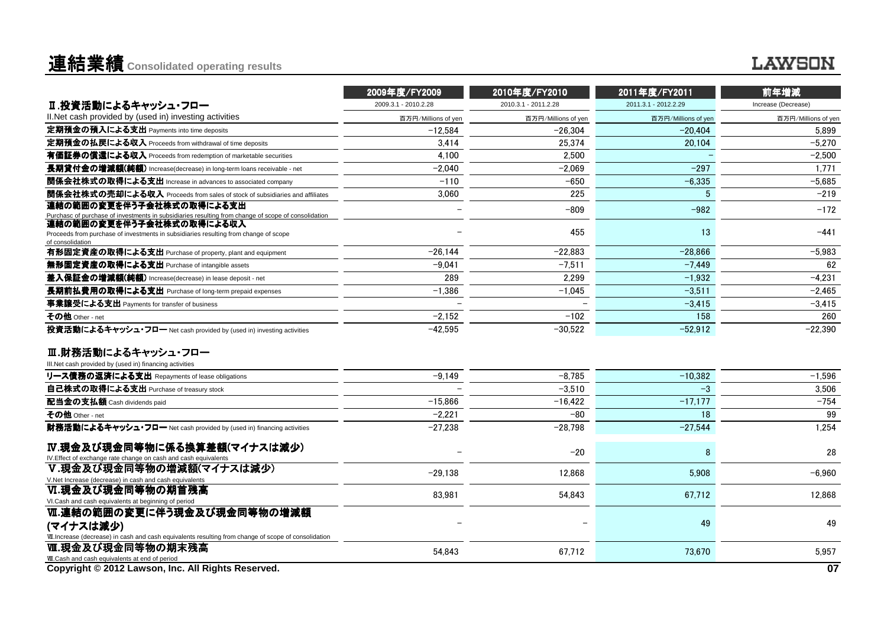# 連結業績 Consolidated operating results

| Ⅱ.投資活動によるキャッシュ・フロー<br>II.Net cash provided by (used in) investing activities | 2009年度/FY2009<br>2009.3.1 - 2010.2.28<br>百万円/Millions of yen | 2010年度/FY2010<br>2010.3.1 - 2011.2.28<br>百万円/Millions of yen | 2011年度/FY2011<br>2011.3.1 - 2012.2.29<br>百万円/Millions of yen | 前年増減<br>Increase (Decrease)<br>百万円/Millions of yen |
|---|---|---|---|---|
| **定期預金の預入による支出** Payments into time deposits | −12,584 | −26,304 | −20,404 | 5,899 |
| **定期預金の払戻による収入** Proceeds from withdrawal of time deposits | 3,414 | 25,374 | 20,104 | −5,270 |
| **有価証券の償還による収入** Proceeds from redemption of marketable securities | 4,100 | 2,500 | − | −2,500 |
| **長期貸付金の増減額(純額)** Increase(decrease) in long-term loans receivable - net | −2,040 | −2,069 | −297 | 1,771 |
| **関係会社株式の取得による支出** Increase in advances to associated company | −110 | −650 | −6,335 | −5,685 |
| **関係会社株式の売却による収入** Proceeds from sales of stock of subsidiaries and affiliates | 3,060 | 225 | 5 | −219 |
| **連結の範囲の変更を伴う子会社株式の取得による支出** Purchasc of purchase of investments in subsidiaries resulting from change of scope of consolidation | − | −809 | −982 | −172 |
| **連結の範囲の変更を伴う子会社株式の取得による収入** Proceeds from purchase of investments in subsidiaries resulting from change of scope of consolidation | − | 455 | 13 | −441 |
| **有形固定資産の取得による支出** Purchase of property, plant and equipment | −26,144 | −22,883 | −28,866 | −5,983 |
| **無形固定資産の取得による支出** Purchase of intangible assets | −9,041 | −7,511 | −7,449 | 62 |
| **差入保証金の増減額(純額)** Increase(decrease) in lease deposit - net | 289 | 2,299 | −1,932 | −4,231 |
| **長期前払費用の取得による支出** Purchase of long-term prepaid expenses | −1,386 | −1,045 | −3,511 | −2,465 |
| **事業譲受による支出** Payments for transfer of business | − | − | −3,415 | −3,415 |
| **その他** Other - net | −2,152 | −102 | 158 | 260 |
| **投資活動によるキャッシュ・フロー** Net cash provided by (used in) investing activities | −42,595 | −30,522 | −52,912 | −22,390 |

## Ⅲ.財務活動によるキャッシュ・フロー

III.Net cash provided by (used in) financing activities

| | 2009年度/FY2009 | 2010年度/FY2010 | 2011年度/FY2011 | 前年増減 |
|---|---|---|---|---|
| **リース債務の返済による支出** Repayments of lease obligations | −9,149 | −8,785 | −10,382 | −1,596 |
| **自己株式の取得による支出** Purchase of treasury stock | − | −3,510 | −3 | 3,506 |
| **配当金の支払額** Cash dividends paid | −15,866 | −16,422 | −17,177 | −754 |
| **その他** Other - net | −2,221 | −80 | 18 | 99 |
| **財務活動によるキャッシュ・フロー** Net cash provided by (used in) financing activities | −27,238 | −28,798 | −27,544 | 1,254 |
| **Ⅳ.現金及び現金同等物に係る換算差額(マイナスは減少)** IV.Effect of exchange rate change on cash and cash equivalents | − | −20 | 8 | 28 |
| **Ⅴ.現金及び現金同等物の増減額(マイナスは減少)** V.Net Increase (decrease) in cash and cash equivalents | −29,138 | 12,868 | 5,908 | −6,960 |
| **Ⅵ.現金及び現金同等物の期首残高** VI.Cash and cash equivalents at beginning of period | 83,981 | 54,843 | 67,712 | 12,868 |
| **Ⅶ.連結の範囲の変更に伴う現金及び現金同等物の増減額(マイナスは減少)** Ⅶ.Increase (decrease) in cash and cash equivalents resulting from change of scope of consolidation | − | − | 49 | 49 |
| **Ⅷ.現金及び現金同等物の期末残高** Ⅷ.Cash and cash equivalents at end of period | 54,843 | 67,712 | 73,670 | 5,957 |

Copyright © 2012 Lawson, Inc. All Rights Reserved.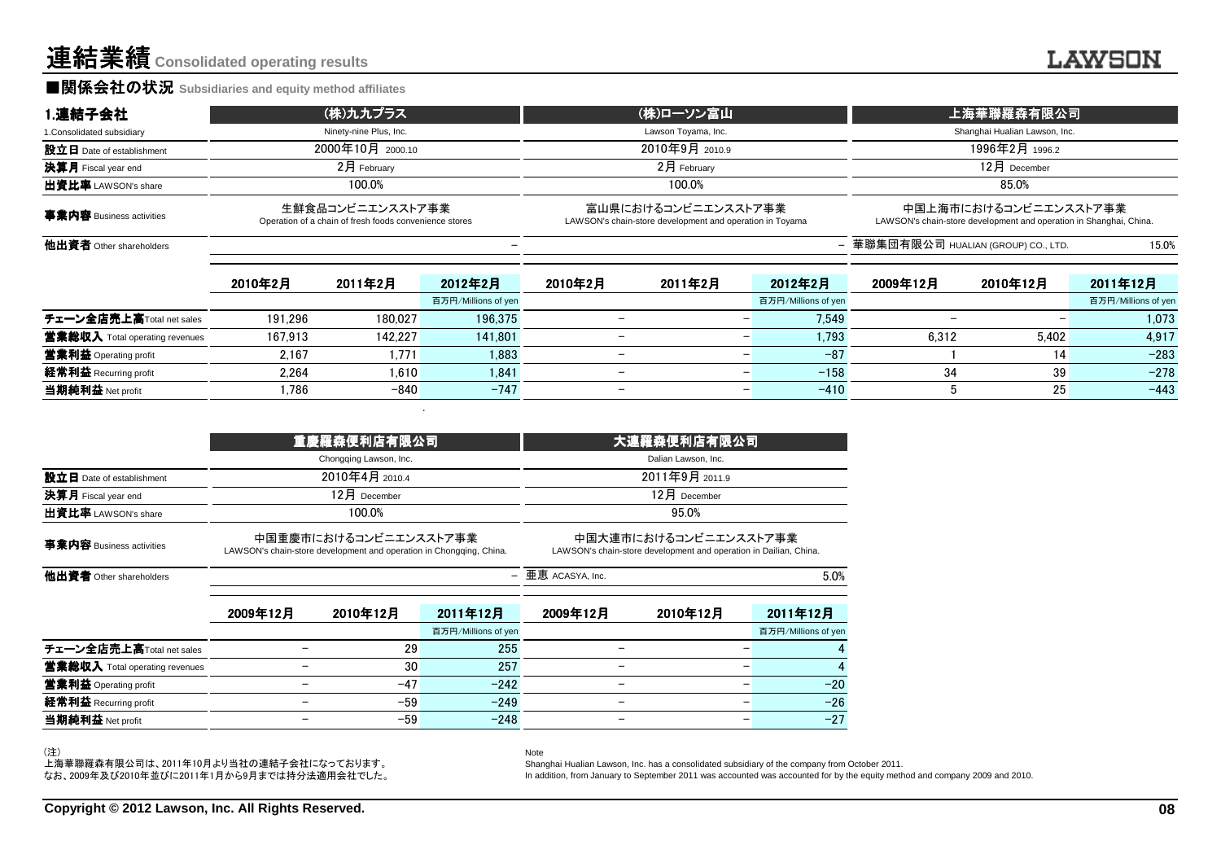# 連結業績 Consolidated operating results

## ■関係会社の状況 Subsidiaries and equity method affiliates

| 1.連結子会社<br>1.Consolidated subsidiary | (株)九九プラス<br>Ninety-nine Plus, Inc. | | | (株)ローソン富山<br>Lawson Toyama, Inc. | | | 上海華聯羅森有限公司<br>Shanghai Hualian Lawson, Inc. | | |
|---|---|---|---|---|---|---|---|---|---|
| 設立日 Date of establishment | 2000年10月 2000.10 | | | 2010年9月 2010.9 | | | 1996年2月 1996.2 | | |
| 決算月 Fiscal year end | 2月 February | | | 2月 February | | | 12月 December | | |
| 出資比率 LAWSON's share | 100.0% | | | 100.0% | | | 85.0% | | |
| 事業内容 Business activities | 生鮮食品コンビニエンスストア事業<br>Operation of a chain of fresh foods convenience stores | | | 富山県におけるコンビニエンスストア事業<br>LAWSON's chain-store development and operation in Toyama | | | 中国上海市におけるコンビニエンスストア事業<br>LAWSON's chain-store development and operation in Shanghai, China. | | |
| 他出資者 Other shareholders | − | | | − | | | 華聯集団有限公司 HUALIAN (GROUP) CO., LTD. | | 15.0% |
| | 2010年2月 | 2011年2月 | 2012年2月<br>百万円/Millions of yen | 2010年2月 | 2011年2月 | 2012年2月<br>百万円/Millions of yen | 2009年12月 | 2010年12月 | 2011年12月<br>百万円/Millions of yen |
| チェーン全店売上高 Total net sales | 191,296 | 180,027 | 196,375 | − | − | 7,549 | − | − | 1,073 |
| 営業総収入 Total operating revenues | 167,913 | 142,227 | 141,801 | − | − | 1,793 | 6,312 | 5,402 | 4,917 |
| 営業利益 Operating profit | 2,167 | 1,771 | 1,883 | − | − | −87 | 1 | 14 | −283 |
| 経常利益 Recurring profit | 2,264 | 1,610 | 1,841 | − | − | −158 | 34 | 39 | −278 |
| 当期純利益 Net profit | 1,786 | −840 | −747 | − | − | −410 | 5 | 25 | −443 |

| | 重慶羅森便利店有限公司<br>Chongqing Lawson, Inc. | | | 大連羅森便利店有限公司<br>Dalian Lawson, Inc. | | |
|---|---|---|---|---|---|---|
| 設立日 Date of establishment | 2010年4月 2010.4 | | | 2011年9月 2011.9 | | |
| 決算月 Fiscal year end | 12月 December | | | 12月 December | | |
| 出資比率 LAWSON's share | 100.0% | | | 95.0% | | |
| 事業内容 Business activities | 中国重慶市におけるコンビニエンスストア事業<br>LAWSON's chain-store development and operation in Chongqing, China. | | | 中国大連市におけるコンビニエンスストア事業<br>LAWSON's chain-store development and operation in Dailian, China. | | |
| 他出資者 Other shareholders | − | | | 亜恵 ACASYA, Inc. | | 5.0% |
| | 2009年12月 | 2010年12月 | 2011年12月<br>百万円/Millions of yen | 2009年12月 | 2010年12月 | 2011年12月<br>百万円/Millions of yen |
| チェーン全店売上高 Total net sales | − | 29 | 255 | − | − | 4 |
| 営業総収入 Total operating revenues | − | 30 | 257 | − | − | 4 |
| 営業利益 Operating profit | − | −47 | −242 | − | − | −20 |
| 経常利益 Recurring profit | − | −59 | −249 | − | − | −26 |
| 当期純利益 Net profit | − | −59 | −248 | − | − | −27 |

(注)
上海華聯羅森有限公司は、2011年10月より当社の連結子会社になっております。
なお、2009年及び2010年並びに2011年1月から9月までは持分法適用会社でした。

Note
Shanghai Hualian Lawson, Inc. has a consolidated subsidiary of the company from October 2011.
In addition, from January to September 2011 was accounted was accounted for by the equity method and company 2009 and 2010.

Copyright © 2012 Lawson, Inc. All Rights Reserved.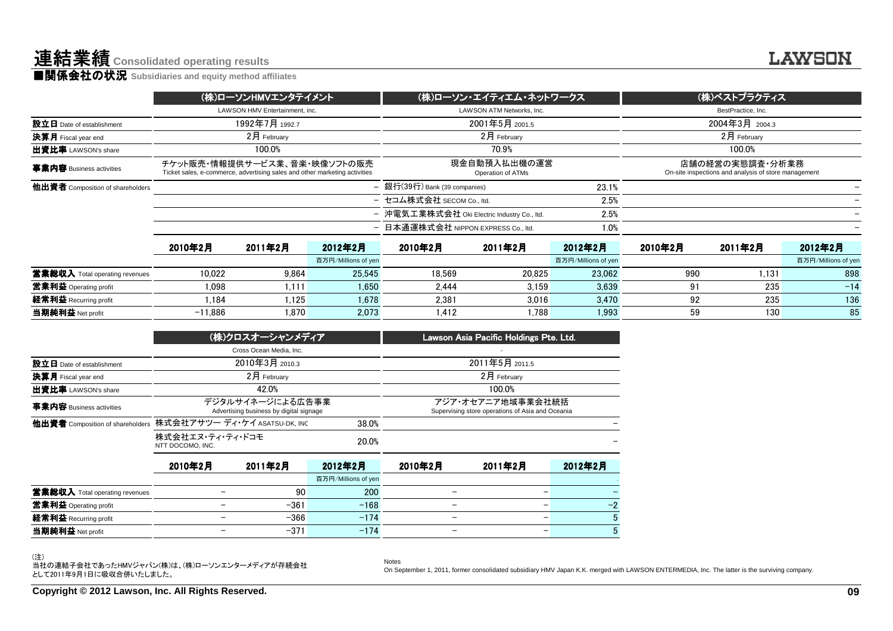# 連結業績 Consolidated operating results

## ■関係会社の状況 Subsidiaries and equity method affiliates

| | (株)ローソンHMVエンタテイメント | | | (株)ローソン・エイティエム・ネットワークス | | | (株)ベストプラクティス | | |
|---|---|---|---|---|---|---|---|---|---|
| | LAWSON HMV Entertainment, inc. | | | LAWSON ATM Networks, Inc. | | | BestPractice, Inc. | | |
| **設立日** Date of establishment | 1992年7月 1992.7 | | | 2001年5月 2001.5 | | | 2004年3月 2004.3 | | |
| **決算月** Fiscal year end | 2月 February | | | 2月 February | | | 2月 February | | |
| **出資比率** LAWSON's share | 100.0% | | | 70.9% | | | 100.0% | | |
| **事業内容** Business activities | チケット販売・情報提供サービス業、音楽・映像ソフトの販売 Ticket sales, e-commerce, advertising sales and other marketing activities | | | 現金自動預入払出機の運営 Operation of ATMs | | | 店舗の経営の実態調査・分析業務 On-site inspections and analysis of store management | | |
| **他出資者** Composition of shareholders | | | − | 銀行(39行) Bank (39 companies) | | 23.1% | | | − |
| | | | − | セコム株式会社 SECOM Co., ltd. | | 2.5% | | | − |
| | | | − | 沖電気工業株式会社 Oki Electric Industry Co., ltd. | | 2.5% | | | − |
| | | | − | 日本通運株式会社 NIPPON EXPRESS Co., ltd. | | 1.0% | | | − |
| | 2010年2月 | 2011年2月 | 2012年2月 | 2010年2月 | 2011年2月 | 2012年2月 | 2010年2月 | 2011年2月 | 2012年2月 |
| | | | 百万円/Millions of yen | | | 百万円/Millions of yen | | | 百万円/Millions of yen |
| **営業総収入** Total operating revenues | 10,022 | 9,864 | 25,545 | 18,569 | 20,825 | 23,062 | 990 | 1,131 | 898 |
| **営業利益** Operating profit | 1,098 | 1,111 | 1,650 | 2,444 | 3,159 | 3,639 | 91 | 235 | −14 |
| **経常利益** Recurring profit | 1,184 | 1,125 | 1,678 | 2,381 | 3,016 | 3,470 | 92 | 235 | 136 |
| **当期純利益** Net profit | −11,886 | 1,870 | 2,073 | 1,412 | 1,788 | 1,993 | 59 | 130 | 85 |

| | (株)クロスオーシャンメディア | | | Lawson Asia Pacific Holdings Pte. Ltd. | | |
|---|---|---|---|---|---|---|
| | Cross Ocean Media, Inc. | | | - | | |
| **設立日** Date of establishment | 2010年3月 2010.3 | | | 2011年5月 2011.5 | | |
| **決算月** Fiscal year end | 2月 February | | | 2月 February | | |
| **出資比率** LAWSON's share | 42.0% | | | 100.0% | | |
| **事業内容** Business activities | デジタルサイネージによる広告事業 Advertising business by digital signage | | | アジア・オセアニア地域事業会社統括 Supervising store operations of Asia and Oceania | | |
| **他出資者** Composition of shareholders | 株式会社アサツー ディ・ケイ ASATSU-DK, INC | | 38.0% | | | − |
| | 株式会社エヌ・ティ・ティ・ドコモ NTT DOCOMO, INC. | | 20.0% | | | − |
| | 2010年2月 | 2011年2月 | 2012年2月 | 2010年2月 | 2011年2月 | 2012年2月 |
| | | | 百万円/Millions of yen | | | |
| **営業総収入** Total operating revenues | − | 90 | 200 | − | − | − |
| **営業利益** Operating profit | − | −361 | −168 | − | − | −2 |
| **経常利益** Recurring profit | − | −366 | −174 | − | − | 5 |
| **当期純利益** Net profit | − | −371 | −174 | − | − | 5 |

(注)
当社の連結子会社であったHMVジャパン(株)は、(株)ローソンエンターメディアが存続会社として2011年9月1日に吸収合併いたしました。

Notes
On September 1, 2011, former consolidated subsidiary HMV Japan K.K. merged with LAWSON ENTERMEDIA, Inc. The latter is the surviving company.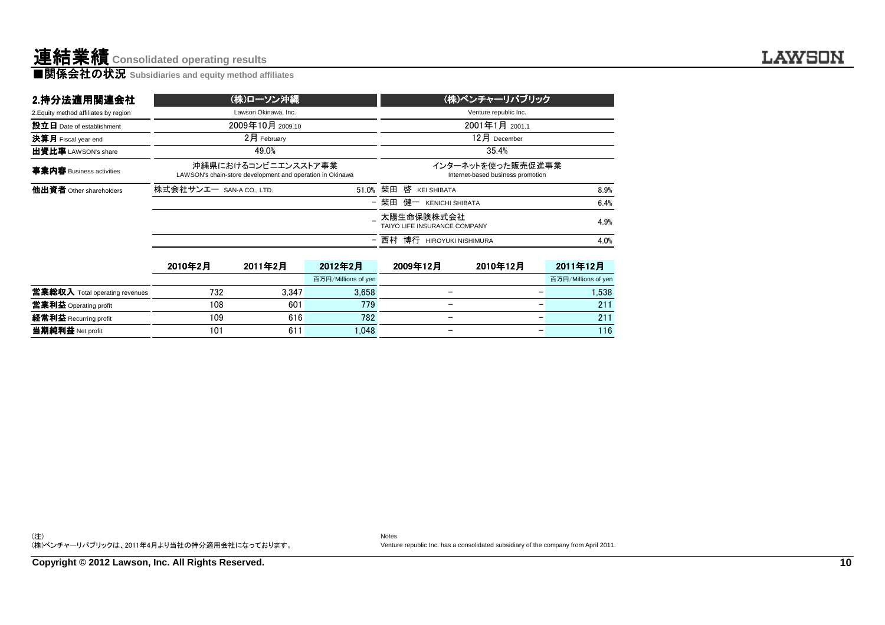# 連結業績 Consolidated operating results

## ■関係会社の状況 Subsidiaries and equity method affiliates

| 2.持分法適用関連会社<br>2.Equity method affiliates by region | (株)ローソン沖縄<br>Lawson Okinawa, Inc. | | (株)ベンチャーリパブリック<br>Venture republic Inc. | |
|---|---|---|---|---|
| **設立日** Date of establishment | 2009年10月 2009.10 | | 2001年1月 2001.1 | |
| **決算月** Fiscal year end | 2月 February | | 12月 December | |
| **出資比率** LAWSON's share | 49.0% | | 35.4% | |
| **事業内容** Business activities | 沖縄県におけるコンビニエンスストア事業<br>LAWSON's chain-store development and operation in Okinawa | | インターネットを使った販売促進事業<br>Internet-based business promotion | |
| **他出資者** Other shareholders | 株式会社サンエー SAN-A CO., LTD. | 51.0% | 柴田 啓 KEI SHIBATA | 8.9% |
| | | – | 柴田 健一 KENICHI SHIBATA | 6.4% |
| | | – | 太陽生命保険株式会社<br>TAIYO LIFE INSURANCE COMPANY | 4.9% |
| | | – | 西村 博行 HIROYUKI NISHIMURA | 4.0% |

| | 2010年2月 | 2011年2月 | 2012年2月<br>百万円/Millions of yen | 2009年12月 | 2010年12月 | 2011年12月<br>百万円/Millions of yen |
|---|---|---|---|---|---|---|
| **営業総収入** Total operating revenues | 732 | 3,347 | 3,658 | – | – | 1,538 |
| **営業利益** Operating profit | 108 | 601 | 779 | – | – | 211 |
| **経常利益** Recurring profit | 109 | 616 | 782 | – | – | 211 |
| **当期純利益** Net profit | 101 | 611 | 1,048 | – | – | 116 |

(注)
(株)ベンチャーリパブリックは、2011年4月より当社の持分適用会社になっております。

Notes
Venture republic Inc. has a consolidated subsidiary of the company from April 2011.

**Copyright © 2012 Lawson, Inc. All Rights Reserved.**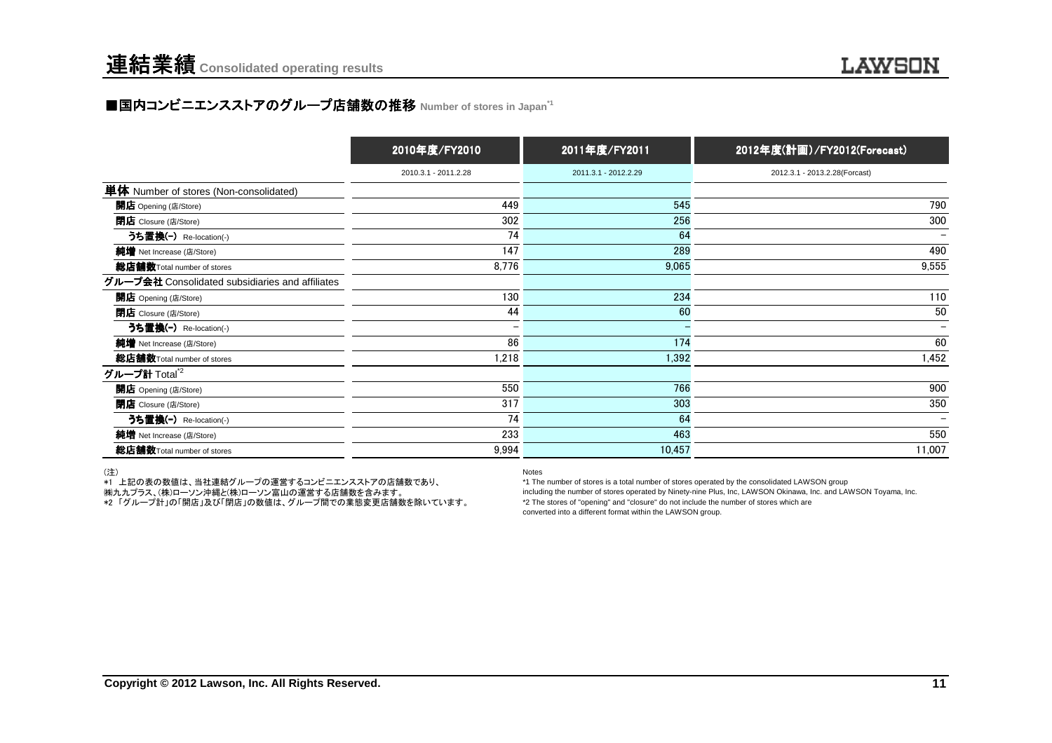# 連結業績 Consolidated operating results

## ■国内コンビニエンスストアのグループ店舗数の推移 Number of stores in Japan[*1]

| | 2010年度/FY2010 | 2011年度/FY2011 | 2012年度(計画)/FY2012(Forecast) |
|---|---|---|---|
| | 2010.3.1 - 2011.2.28 | 2011.3.1 - 2012.2.29 | 2012.3.1 - 2013.2.28(Forcast) |
| **単体** Number of stores (Non-consolidated) | | | |
| **開店** Opening (店/Store) | 449 | 545 | 790 |
| **閉店** Closure (店/Store) | 302 | 256 | 300 |
| **うち置換(-)** Re-location(-) | 74 | 64 | － |
| **純増** Net Increase (店/Store) | 147 | 289 | 490 |
| **総店舗数** Total number of stores | 8,776 | 9,065 | 9,555 |
| **グループ会社** Consolidated subsidiaries and affiliates | | | |
| **開店** Opening (店/Store) | 130 | 234 | 110 |
| **閉店** Closure (店/Store) | 44 | 60 | 50 |
| **うち置換(-)** Re-location(-) | － | － | － |
| **純増** Net Increase (店/Store) | 86 | 174 | 60 |
| **総店舗数** Total number of stores | 1,218 | 1,392 | 1,452 |
| **グループ計** Total[*2] | | | |
| **開店** Opening (店/Store) | 550 | 766 | 900 |
| **閉店** Closure (店/Store) | 317 | 303 | 350 |
| **うち置換(-)** Re-location(-) | 74 | 64 | － |
| **純増** Net Increase (店/Store) | 233 | 463 | 550 |
| **総店舗数** Total number of stores | 9,994 | 10,457 | 11,007 |

(注)
*1 上記の表の数値は、当社連結グループの運営するコンビニエンスストアの店舗数であり、
㈱九九プラス、(株)ローソン沖縄と(株)ローソン富山の運営する店舗数を含みます。
*2 「グループ計」の「開店」及び「閉店」の数値は、グループ間での業態変更店舗数を除いています。

Notes
*1 The number of stores is a total number of stores operated by the consolidated LAWSON group including the number of stores operated by Ninety-nine Plus, Inc, LAWSON Okinawa, Inc. and LAWSON Toyama, Inc.
*2 The stores of "opening" and "closure" do not include the number of stores which are converted into a different format within the LAWSON group.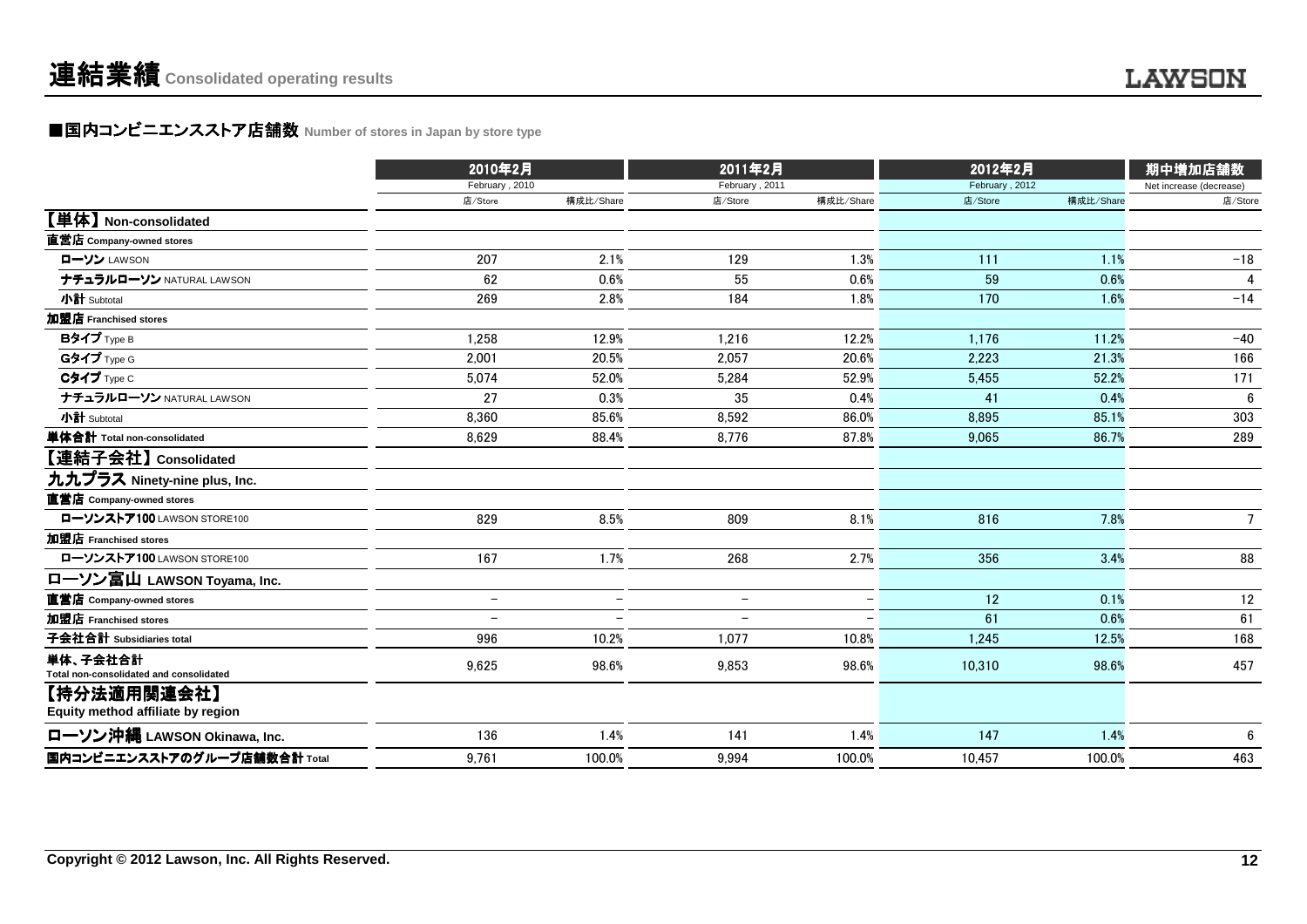# 連結業績 Consolidated operating results

## ■国内コンビニエンスストア店舗数 Number of stores in Japan by store type

| | 2010年2月 February , 2010 | | 2011年2月 February , 2011 | | 2012年2月 February , 2012 | | 期中増加店舗数 Net increase (decrease) |
|---|---|---|---|---|---|---|---|
| | 店/Store | 構成比/Share | 店/Store | 構成比/Share | 店/Store | 構成比/Share | 店/Store |
| **【単体】Non-consolidated** | | | | | | | |
| **直営店 Company-owned stores** | | | | | | | |
| ローソン LAWSON | 207 | 2.1% | 129 | 1.3% | 111 | 1.1% | −18 |
| ナチュラルローソン NATURAL LAWSON | 62 | 0.6% | 55 | 0.6% | 59 | 0.6% | 4 |
| 小計 Subtotal | 269 | 2.8% | 184 | 1.8% | 170 | 1.6% | −14 |
| **加盟店 Franchised stores** | | | | | | | |
| Bタイプ Type B | 1,258 | 12.9% | 1,216 | 12.2% | 1,176 | 11.2% | −40 |
| Gタイプ Type G | 2,001 | 20.5% | 2,057 | 20.6% | 2,223 | 21.3% | 166 |
| Cタイプ Type C | 5,074 | 52.0% | 5,284 | 52.9% | 5,455 | 52.2% | 171 |
| ナチュラルローソン NATURAL LAWSON | 27 | 0.3% | 35 | 0.4% | 41 | 0.4% | 6 |
| 小計 Subtotal | 8,360 | 85.6% | 8,592 | 86.0% | 8,895 | 85.1% | 303 |
| **単体合計 Total non-consolidated** | 8,629 | 88.4% | 8,776 | 87.8% | 9,065 | 86.7% | 289 |
| **【連結子会社】Consolidated** | | | | | | | |
| **九九プラス Ninety-nine plus, Inc.** | | | | | | | |
| **直営店 Company-owned stores** | | | | | | | |
| ローソンストア100 LAWSON STORE100 | 829 | 8.5% | 809 | 8.1% | 816 | 7.8% | 7 |
| **加盟店 Franchised stores** | | | | | | | |
| ローソンストア100 LAWSON STORE100 | 167 | 1.7% | 268 | 2.7% | 356 | 3.4% | 88 |
| **ローソン富山 LAWSON Toyama, Inc.** | | | | | | | |
| **直営店 Company-owned stores** | − | − | − | − | 12 | 0.1% | 12 |
| **加盟店 Franchised stores** | − | − | − | − | 61 | 0.6% | 61 |
| **子会社合計 Subsidiaries total** | 996 | 10.2% | 1,077 | 10.8% | 1,245 | 12.5% | 168 |
| **単体、子会社合計 Total non-consolidated and consolidated** | 9,625 | 98.6% | 9,853 | 98.6% | 10,310 | 98.6% | 457 |
| **【持分法適用関連会社】Equity method affiliate by region** | | | | | | | |
| **ローソン沖縄 LAWSON Okinawa, Inc.** | 136 | 1.4% | 141 | 1.4% | 147 | 1.4% | 6 |
| **国内コンビニエンスストアのグループ店舗数合計 Total** | 9,761 | 100.0% | 9,994 | 100.0% | 10,457 | 100.0% | 463 |

Copyright © 2012 Lawson, Inc. All Rights Reserved.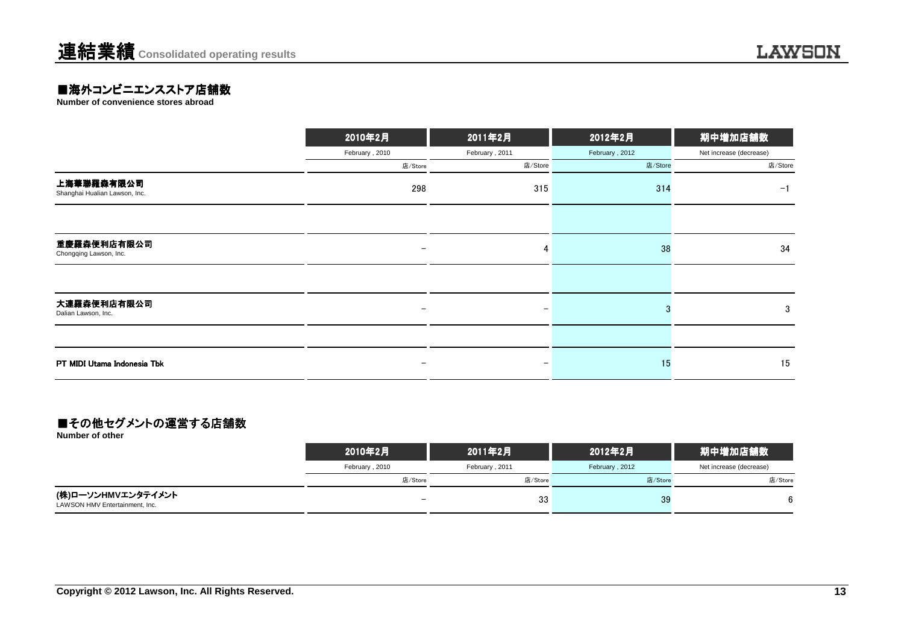# 連結業績 Consolidated operating results

## ■海外コンビニエンスストア店舗数

**Number of convenience stores abroad**

| | 2010年2月 | 2011年2月 | 2012年2月 | 期中増加店舗数 |
|---|---|---|---|---|
| | February , 2010 | February , 2011 | February , 2012 | Net increase (decrease) |
| | 店/Store | 店/Store | 店/Store | 店/Store |
| 上海華聯羅森有限公司<br>Shanghai Hualian Lawson, Inc. | 298 | 315 | 314 | −1 |
| 重慶羅森便利店有限公司<br>Chongqing Lawson, Inc. | − | 4 | 38 | 34 |
| 大連羅森便利店有限公司<br>Dalian Lawson, Inc. | − | − | 3 | 3 |
| PT MIDI Utama Indonesia Tbk | − | − | 15 | 15 |

## ■その他セグメントの運営する店舗数

**Number of other**

| | 2010年2月 | 2011年2月 | 2012年2月 | 期中増加店舗数 |
|---|---|---|---|---|
| | February , 2010 | February , 2011 | February , 2012 | Net increase (decrease) |
| | 店/Store | 店/Store | 店/Store | 店/Store |
| (株)ローソンHMVエンタテイメント<br>LAWSON HMV Entertainment, Inc. | − | 33 | 39 | 6 |

Copyright © 2012 Lawson, Inc. All Rights Reserved.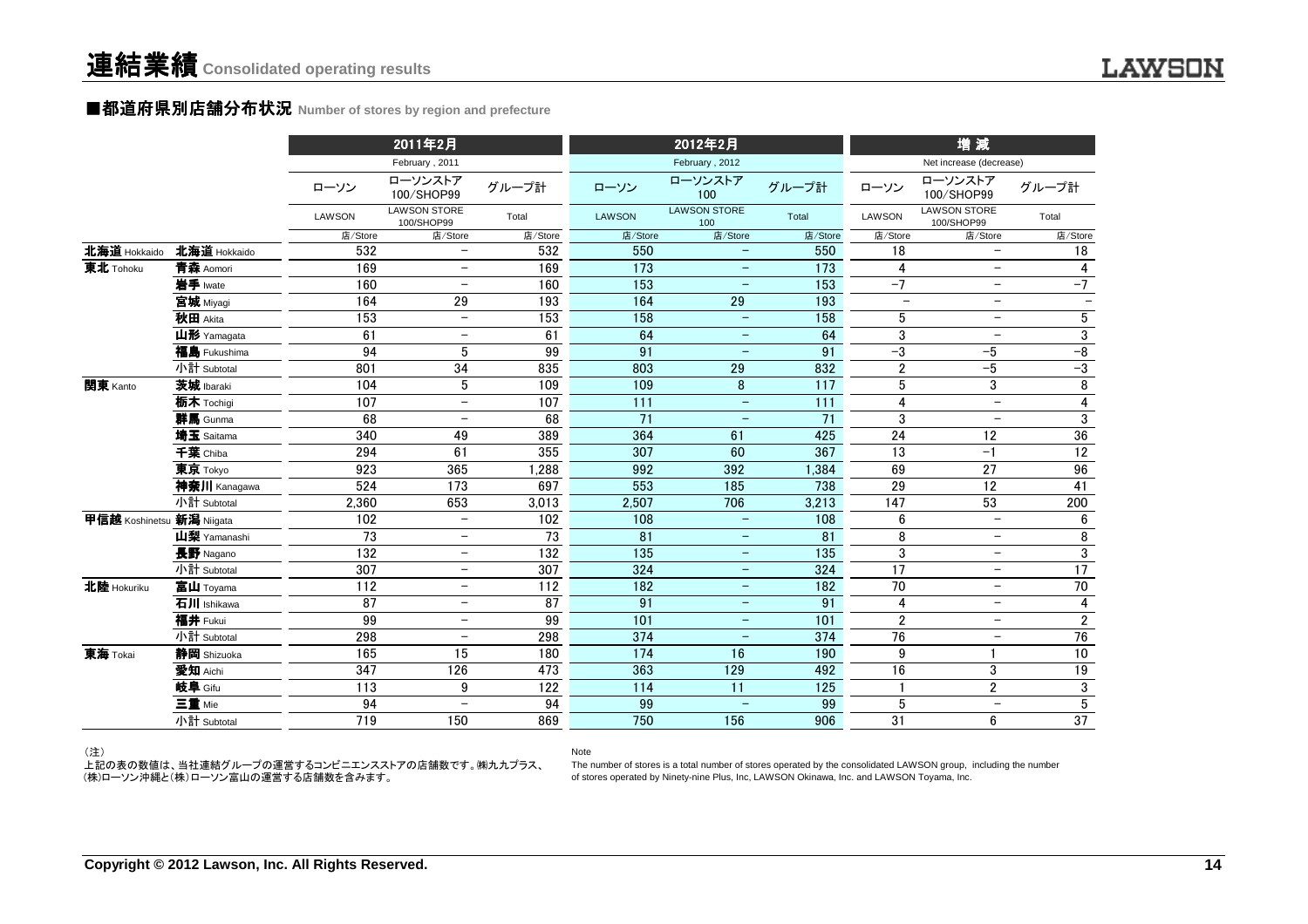# 連結業績 Consolidated operating results

## ■都道府県別店舗分布状況 Number of stores by region and prefecture

| | | 2011年2月 February, 2011 | | | 2012年2月 February, 2012 | | | 増減 Net increase (decrease) | | |
|---|---|---|---|---|---|---|---|---|---|---|
| | | ローソン LAWSON | ローソンストア100/SHOP99 LAWSON STORE 100/SHOP99 | グループ計 Total | ローソン LAWSON | ローソンストア100 LAWSON STORE 100 | グループ計 Total | ローソン LAWSON | ローソンストア100/SHOP99 LAWSON STORE 100/SHOP99 | グループ計 Total |
| | | 店/Store | 店/Store | 店/Store | 店/Store | 店/Store | 店/Store | 店/Store | 店/Store | 店/Store |
| 北海道 Hokkaido | 北海道 Hokkaido | 532 | − | 532 | 550 | − | 550 | 18 | − | 18 |
| 東北 Tohoku | 青森 Aomori | 169 | − | 169 | 173 | − | 173 | 4 | − | 4 |
| | 岩手 Iwate | 160 | − | 160 | 153 | − | 153 | −7 | − | −7 |
| | 宮城 Miyagi | 164 | 29 | 193 | 164 | 29 | 193 | − | − | − |
| | 秋田 Akita | 153 | − | 153 | 158 | − | 158 | 5 | − | 5 |
| | 山形 Yamagata | 61 | − | 61 | 64 | − | 64 | 3 | − | 3 |
| | 福島 Fukushima | 94 | 5 | 99 | 91 | − | 91 | −3 | −5 | −8 |
| | 小計 Subtotal | 801 | 34 | 835 | 803 | 29 | 832 | 2 | −5 | −3 |
| 関東 Kanto | 茨城 Ibaraki | 104 | 5 | 109 | 109 | 8 | 117 | 5 | 3 | 8 |
| | 栃木 Tochigi | 107 | − | 107 | 111 | − | 111 | 4 | − | 4 |
| | 群馬 Gunma | 68 | − | 68 | 71 | − | 71 | 3 | − | 3 |
| | 埼玉 Saitama | 340 | 49 | 389 | 364 | 61 | 425 | 24 | 12 | 36 |
| | 千葉 Chiba | 294 | 61 | 355 | 307 | 60 | 367 | 13 | −1 | 12 |
| | 東京 Tokyo | 923 | 365 | 1,288 | 992 | 392 | 1,384 | 69 | 27 | 96 |
| | 神奈川 Kanagawa | 524 | 173 | 697 | 553 | 185 | 738 | 29 | 12 | 41 |
| | 小計 Subtotal | 2,360 | 653 | 3,013 | 2,507 | 706 | 3,213 | 147 | 53 | 200 |
| 甲信越 Koshinetsu | 新潟 Niigata | 102 | − | 102 | 108 | − | 108 | 6 | − | 6 |
| | 山梨 Yamanashi | 73 | − | 73 | 81 | − | 81 | 8 | − | 8 |
| | 長野 Nagano | 132 | − | 132 | 135 | − | 135 | 3 | − | 3 |
| | 小計 Subtotal | 307 | − | 307 | 324 | − | 324 | 17 | − | 17 |
| 北陸 Hokuriku | 富山 Toyama | 112 | − | 112 | 182 | − | 182 | 70 | − | 70 |
| | 石川 Ishikawa | 87 | − | 87 | 91 | − | 91 | 4 | − | 4 |
| | 福井 Fukui | 99 | − | 99 | 101 | − | 101 | 2 | − | 2 |
| | 小計 Subtotal | 298 | − | 298 | 374 | − | 374 | 76 | − | 76 |
| 東海 Tokai | 静岡 Shizuoka | 165 | 15 | 180 | 174 | 16 | 190 | 9 | 1 | 10 |
| | 愛知 Aichi | 347 | 126 | 473 | 363 | 129 | 492 | 16 | 3 | 19 |
| | 岐阜 Gifu | 113 | 9 | 122 | 114 | 11 | 125 | 1 | 2 | 3 |
| | 三重 Mie | 94 | − | 94 | 99 | − | 99 | 5 | − | 5 |
| | 小計 Subtotal | 719 | 150 | 869 | 750 | 156 | 906 | 31 | 6 | 37 |

（注）
上記の表の数値は、当社連結グループの運営するコンビニエンスストアの店舗数です。㈱九九プラス、(株)ローソン沖縄と(株)ローソン富山の運営する店舗数を含みます。

Note
The number of stores is a total number of stores operated by the consolidated LAWSON group, including the number of stores operated by Ninety-nine Plus, Inc, LAWSON Okinawa, Inc. and LAWSON Toyama, Inc.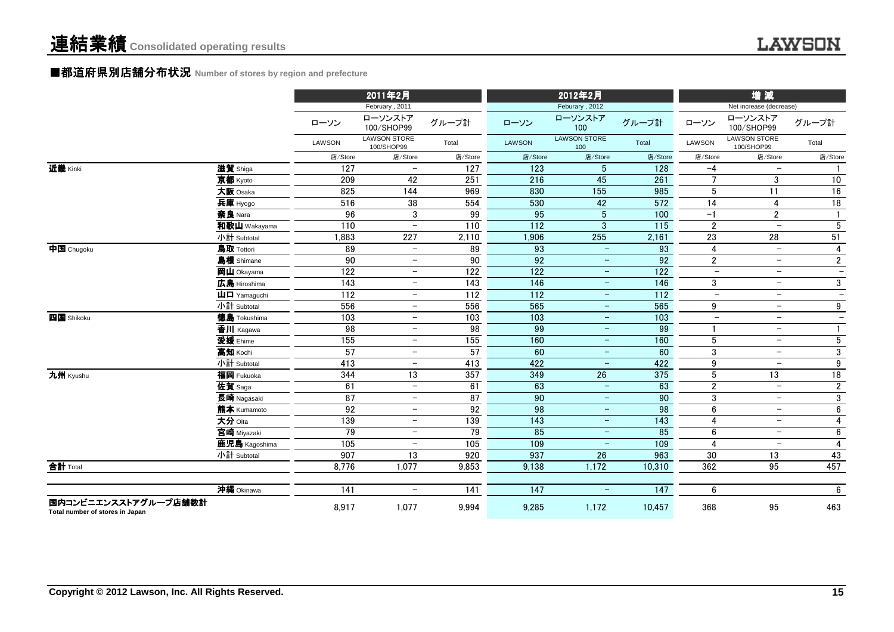# 連結業績 Consolidated operating results

## ■都道府県別店舗分布状況 Number of stores by region and prefecture

| | | 2011年2月 February , 2011 | | | 2012年2月 Feburary , 2012 | | | 増 減 Net increase (decrease) | | |
|---|---|---|---|---|---|---|---|---|---|---|
| | | ローソン LAWSON | ローソンストア100/SHOP99 LAWSON STORE 100/SHOP99 | グループ計 Total | ローソン LAWSON | ローソンストア100 LAWSON STORE 100 | グループ計 Total | ローソン LAWSON | ローソンストア100/SHOP99 LAWSON STORE 100/SHOP99 | グループ計 Total |
| | | 店/Store | 店/Store | 店/Store | 店/Store | 店/Store | 店/Store | 店/Store | 店/Store | 店/Store |
| **近畿** Kinki | **滋賀** Shiga | 127 | − | 127 | 123 | 5 | 128 | −4 | − | 1 |
| | **京都** Kyoto | 209 | 42 | 251 | 216 | 45 | 261 | 7 | 3 | 10 |
| | **大阪** Osaka | 825 | 144 | 969 | 830 | 155 | 985 | 5 | 11 | 16 |
| | **兵庫** Hyogo | 516 | 38 | 554 | 530 | 42 | 572 | 14 | 4 | 18 |
| | **奈良** Nara | 96 | 3 | 99 | 95 | 5 | 100 | −1 | 2 | 1 |
| | **和歌山** Wakayama | 110 | − | 110 | 112 | 3 | 115 | 2 | − | 5 |
| | 小計 Subtotal | 1,883 | 227 | 2,110 | 1,906 | 255 | 2,161 | 23 | 28 | 51 |
| **中国** Chugoku | **鳥取** Tottori | 89 | − | 89 | 93 | − | 93 | 4 | − | 4 |
| | **島根** Shimane | 90 | − | 90 | 92 | − | 92 | 2 | − | 2 |
| | **岡山** Okayama | 122 | − | 122 | 122 | − | 122 | − | − | − |
| | **広島** Hiroshima | 143 | − | 143 | 146 | − | 146 | 3 | − | 3 |
| | **山口** Yamaguchi | 112 | − | 112 | 112 | − | 112 | − | − | − |
| | 小計 Subtotal | 556 | − | 556 | 565 | − | 565 | 9 | − | 9 |
| **四国** Shikoku | **徳島** Tokushima | 103 | − | 103 | 103 | − | 103 | − | − | − |
| | **香川** Kagawa | 98 | − | 98 | 99 | − | 99 | 1 | − | 1 |
| | **愛媛** Ehime | 155 | − | 155 | 160 | − | 160 | 5 | − | 5 |
| | **高知** Kochi | 57 | − | 57 | 60 | − | 60 | 3 | − | 3 |
| | 小計 Subtotal | 413 | − | 413 | 422 | − | 422 | 9 | − | 9 |
| **九州** Kyushu | **福岡** Fukuoka | 344 | 13 | 357 | 349 | 26 | 375 | 5 | 13 | 18 |
| | **佐賀** Saga | 61 | − | 61 | 63 | − | 63 | 2 | − | 2 |
| | **長崎** Nagasaki | 87 | − | 87 | 90 | − | 90 | 3 | − | 3 |
| | **熊本** Kumamoto | 92 | − | 92 | 98 | − | 98 | 6 | − | 6 |
| | **大分** Oita | 139 | − | 139 | 143 | − | 143 | 4 | − | 4 |
| | **宮崎** Miyazaki | 79 | − | 79 | 85 | − | 85 | 6 | − | 6 |
| | **鹿児島** Kagoshima | 105 | − | 105 | 109 | − | 109 | 4 | − | 4 |
| | 小計 Subtotal | 907 | 13 | 920 | 937 | 26 | 963 | 30 | 13 | 43 |
| **合計** Total | | 8,776 | 1,077 | 9,853 | 9,138 | 1,172 | 10,310 | 362 | 95 | 457 |
| | **沖縄** Okinawa | 141 | − | 141 | 147 | − | 147 | 6 | | 6 |
| **国内コンビニエンスストアグループ店舗数計** Total number of stores in Japan | | 8,917 | 1,077 | 9,994 | 9,285 | 1,172 | 10,457 | 368 | 95 | 463 |

Copyright © 2012 Lawson, Inc. All Rights Reserved.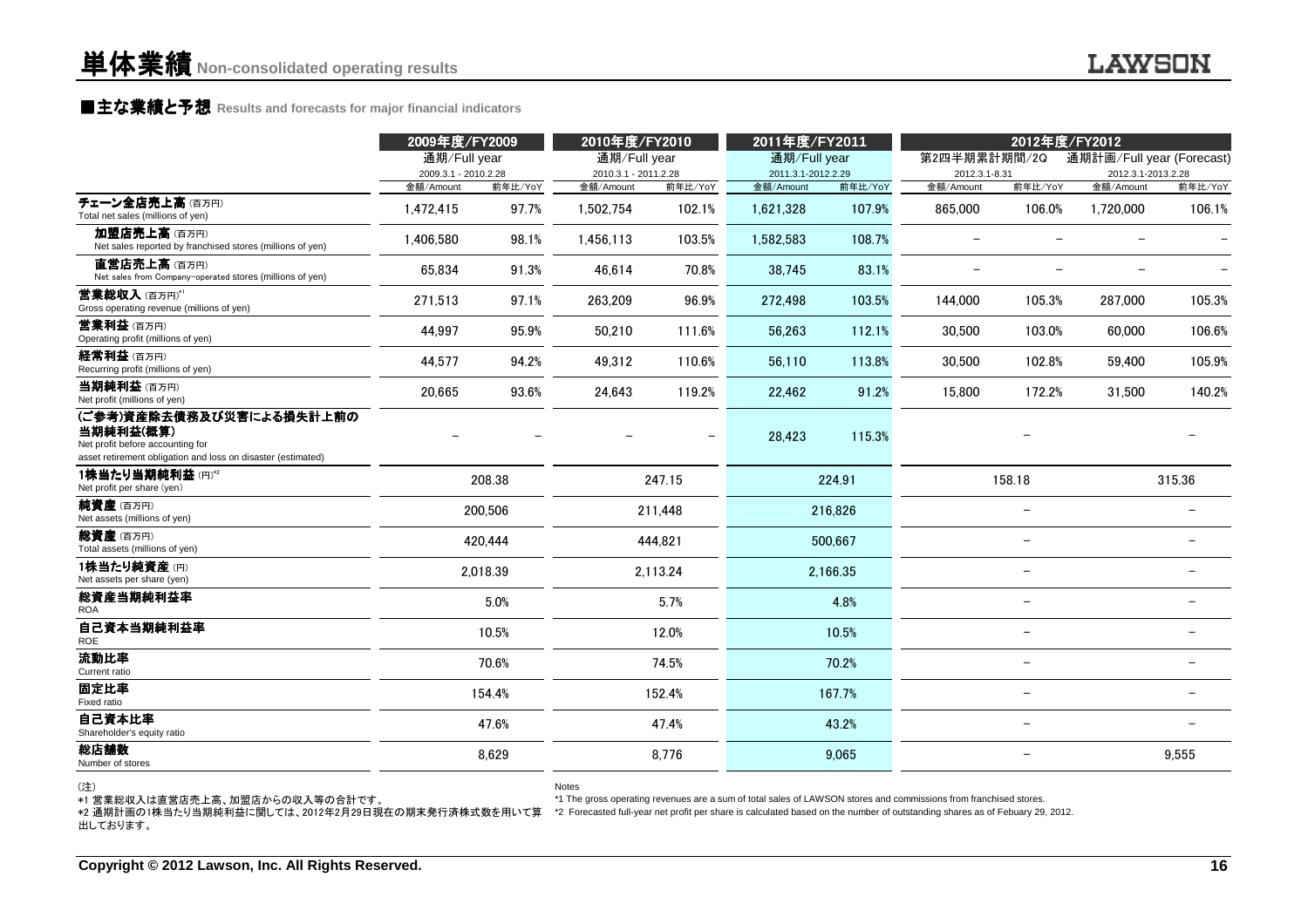# 単体業績 Non-consolidated operating results

## ■主な業績と予想 Results and forecasts for major financial indicators

| | 2009年度/FY2009 | | 2010年度/FY2010 | | 2011年度/FY2011 | | 2012年度/FY2012 | | | |
|---|---|---|---|---|---|---|---|---|---|---|
| | 通期/Full year | | 通期/Full year | | 通期/Full year | | 第2四半期累計期間/2Q | | 通期計画/Full year (Forecast) | |
| | 2009.3.1 - 2010.2.28 | | 2010.3.1 - 2011.2.28 | | 2011.3.1-2012.2.29 | | 2012.3.1-8.31 | | 2012.3.1-2013.2.28 | |
| | 金額/Amount | 前年比/YoY | 金額/Amount | 前年比/YoY | 金額/Amount | 前年比/YoY | 金額/Amount | 前年比/YoY | 金額/Amount | 前年比/YoY |
| チェーン全店売上高 (百万円) Total net sales (millions of yen) | 1,472,415 | 97.7% | 1,502,754 | 102.1% | 1,621,328 | 107.9% | 865,000 | 106.0% | 1,720,000 | 106.1% |
| 加盟店売上高 (百万円) Net sales reported by franchised stores (millions of yen) | 1,406,580 | 98.1% | 1,456,113 | 103.5% | 1,582,583 | 108.7% | – | – | – | – |
| 直営店売上高 (百万円) Net sales from Company-operated stores (millions of yen) | 65,834 | 91.3% | 46,614 | 70.8% | 38,745 | 83.1% | – | – | – | – |
| 営業総収入 (百万円)*1 Gross operating revenue (millions of yen) | 271,513 | 97.1% | 263,209 | 96.9% | 272,498 | 103.5% | 144,000 | 105.3% | 287,000 | 105.3% |
| 営業利益 (百万円) Operating profit (millions of yen) | 44,997 | 95.9% | 50,210 | 111.6% | 56,263 | 112.1% | 30,500 | 103.0% | 60,000 | 106.6% |
| 経常利益 (百万円) Recurring profit (millions of yen) | 44,577 | 94.2% | 49,312 | 110.6% | 56,110 | 113.8% | 30,500 | 102.8% | 59,400 | 105.9% |
| 当期純利益 (百万円) Net profit (millions of yen) | 20,665 | 93.6% | 24,643 | 119.2% | 22,462 | 91.2% | 15,800 | 172.2% | 31,500 | 140.2% |
| (ご参考)資産除去債務及び災害による損失計上前の当期純利益(概算) Net profit before accounting for asset retirement obligation and loss on disaster (estimated) | – | – | – | – | 28,423 | 115.3% | – | | – | |
| 1株当たり当期純利益 (円)*2 Net profit per share (yen) | 208.38 | | 247.15 | | 224.91 | | 158.18 | | 315.36 | |
| 純資産 (百万円) Net assets (millions of yen) | 200,506 | | 211,448 | | 216,826 | | – | | – | |
| 総資産 (百万円) Total assets (millions of yen) | 420,444 | | 444,821 | | 500,667 | | – | | – | |
| 1株当たり純資産 (円) Net assets per share (yen) | 2,018.39 | | 2,113.24 | | 2,166.35 | | – | | – | |
| 総資産当期純利益率 ROA | 5.0% | | 5.7% | | 4.8% | | – | | – | |
| 自己資本当期純利益率 ROE | 10.5% | | 12.0% | | 10.5% | | – | | – | |
| 流動比率 Current ratio | 70.6% | | 74.5% | | 70.2% | | – | | – | |
| 固定比率 Fixed ratio | 154.4% | | 152.4% | | 167.7% | | – | | – | |
| 自己資本比率 Shareholder's equity ratio | 47.6% | | 47.4% | | 43.2% | | – | | – | |
| 総店舗数 Number of stores | 8,629 | | 8,776 | | 9,065 | | – | | 9,555 | |

(注)
*1 営業総収入は直営店売上高、加盟店からの収入等の合計です。
*2 通期計画の1株当たり当期純利益に関しては、2012年2月29日現在の期末発行済株式数を用いて算出しております。

Notes
*1 The gross operating revenues are a sum of total sales of LAWSON stores and commissions from franchised stores.
*2 Forecasted full-year net profit per share is calculated based on the number of outstanding shares as of Febuary 29, 2012.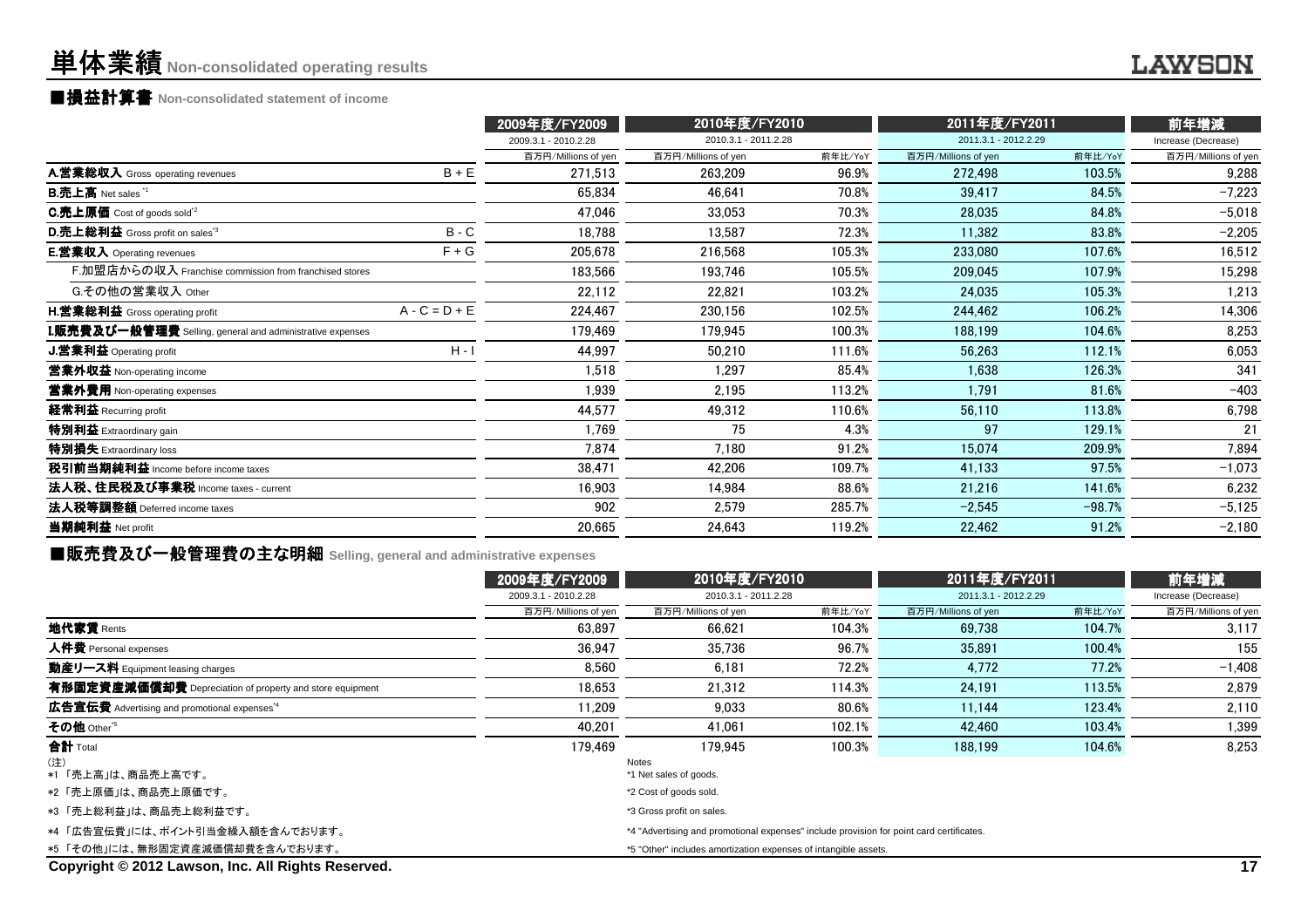# 単体業績 Non-consolidated operating results

## ■損益計算書 Non-consolidated statement of income

| | | 2009年度/FY2009 | 2010年度/FY2010 | | 2011年度/FY2011 | | 前年増減 |
|---|---|---|---|---|---|---|---|
| | | 2009.3.1 - 2010.2.28 | 2010.3.1 - 2011.2.28 | | 2011.3.1 - 2012.2.29 | | Increase (Decrease) |
| | | 百万円/Millions of yen | 百万円/Millions of yen | 前年比/YoY | 百万円/Millions of yen | 前年比/YoY | 百万円/Millions of yen |
| **A.営業総収入** Gross operating revenues | B + E | 271,513 | 263,209 | 96.9% | 272,498 | 103.5% | 9,288 |
| **B.売上高** Net sales [*1] | | 65,834 | 46,641 | 70.8% | 39,417 | 84.5% | −7,223 |
| **C.売上原価** Cost of goods sold [*2] | | 47,046 | 33,053 | 70.3% | 28,035 | 84.8% | −5,018 |
| **D.売上総利益** Gross profit on sales [*3] | B - C | 18,788 | 13,587 | 72.3% | 11,382 | 83.8% | −2,205 |
| **E.営業収入** Operating revenues | F + G | 205,678 | 216,568 | 105.3% | 233,080 | 107.6% | 16,512 |
| F.加盟店からの収入 Franchise commission from franchised stores | | 183,566 | 193,746 | 105.5% | 209,045 | 107.9% | 15,298 |
| G.その他の営業収入 Other | | 22,112 | 22,821 | 103.2% | 24,035 | 105.3% | 1,213 |
| **H.営業総利益** Gross operating profit | A - C = D + E | 224,467 | 230,156 | 102.5% | 244,462 | 106.2% | 14,306 |
| **I.販売費及び一般管理費** Selling, general and administrative expenses | | 179,469 | 179,945 | 100.3% | 188,199 | 104.6% | 8,253 |
| **J.営業利益** Operating profit | H - I | 44,997 | 50,210 | 111.6% | 56,263 | 112.1% | 6,053 |
| **営業外収益** Non-operating income | | 1,518 | 1,297 | 85.4% | 1,638 | 126.3% | 341 |
| **営業外費用** Non-operating expenses | | 1,939 | 2,195 | 113.2% | 1,791 | 81.6% | −403 |
| **経常利益** Recurring profit | | 44,577 | 49,312 | 110.6% | 56,110 | 113.8% | 6,798 |
| **特別利益** Extraordinary gain | | 1,769 | 75 | 4.3% | 97 | 129.1% | 21 |
| **特別損失** Extraordinary loss | | 7,874 | 7,180 | 91.2% | 15,074 | 209.9% | 7,894 |
| **税引前当期純利益** Income before income taxes | | 38,471 | 42,206 | 109.7% | 41,133 | 97.5% | −1,073 |
| **法人税、住民税及び事業税** Income taxes - current | | 16,903 | 14,984 | 88.6% | 21,216 | 141.6% | 6,232 |
| **法人税等調整額** Deferred income taxes | | 902 | 2,579 | 285.7% | −2,545 | −98.7% | −5,125 |
| **当期純利益** Net profit | | 20,665 | 24,643 | 119.2% | 22,462 | 91.2% | −2,180 |

## ■販売費及び一般管理費の主な明細 Selling, general and administrative expenses

| | 2009年度/FY2009 | 2010年度/FY2010 | | 2011年度/FY2011 | | 前年増減 |
|---|---|---|---|---|---|---|
| | 2009.3.1 - 2010.2.28 | 2010.3.1 - 2011.2.28 | | 2011.3.1 - 2012.2.29 | | Increase (Decrease) |
| | 百万円/Millions of yen | 百万円/Millions of yen | 前年比/YoY | 百万円/Millions of yen | 前年比/YoY | 百万円/Millions of yen |
| **地代家賃** Rents | 63,897 | 66,621 | 104.3% | 69,738 | 104.7% | 3,117 |
| **人件費** Personal expenses | 36,947 | 35,736 | 96.7% | 35,891 | 100.4% | 155 |
| **動産リース料** Equipment leasing charges | 8,560 | 6,181 | 72.2% | 4,772 | 77.2% | −1,408 |
| **有形固定資産減価償却費** Depreciation of property and store equipment | 18,653 | 21,312 | 114.3% | 24,191 | 113.5% | 2,879 |
| **広告宣伝費** Advertising and promotional expenses [*4] | 11,209 | 9,033 | 80.6% | 11,144 | 123.4% | 2,110 |
| **その他** Other [*5] | 40,201 | 41,061 | 102.1% | 42,460 | 103.4% | 1,399 |
| **合計** Total | 179,469 | 179,945 | 100.3% | 188,199 | 104.6% | 8,253 |

(注)
*1 「売上高」は、商品売上高です。
*2 「売上原価」は、商品売上原価です。
*3 「売上総利益」は、商品売上総利益です。
*4 「広告宣伝費」には、ポイント引当金繰入額を含んでおります。
*5 「その他」には、無形固定資産減価償却費を含んでおります。

Notes
*1 Net sales of goods.
*2 Cost of goods sold.
*3 Gross profit on sales.
*4 "Advertising and promotional expenses" include provision for point card certificates.
*5 "Other" includes amortization expenses of intangible assets.

Copyright © 2012 Lawson, Inc. All Rights Reserved.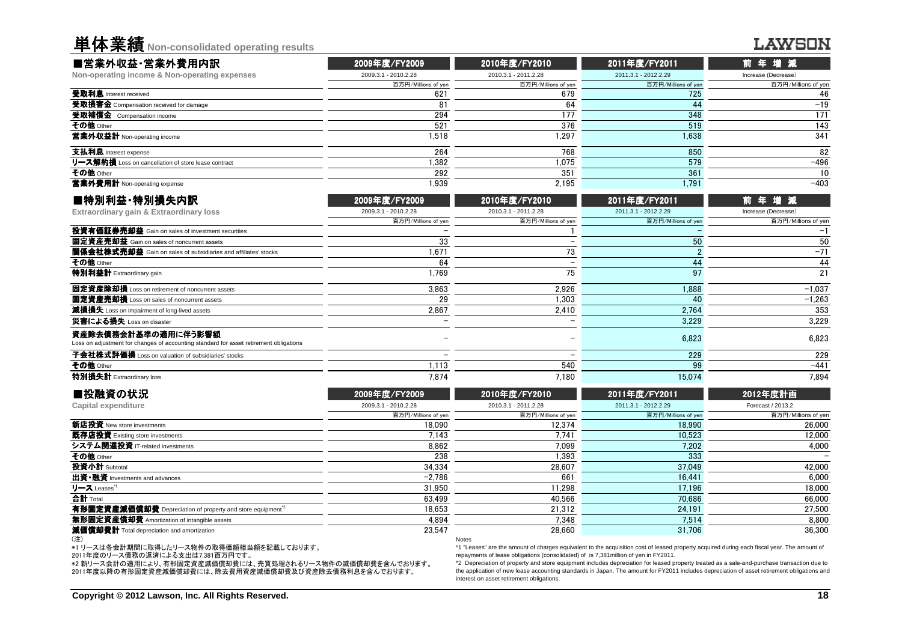# 単体業績 Non-consolidated operating results

LAWSON

## ■営業外収益・営業外費用内訳

**Non-operating income & Non-operating expenses**

| | 2009年度/FY2009 | 2010年度/FY2010 | 2011年度/FY2011 | 前年増減 |
|---|---|---|---|---|
| | 2009.3.1 - 2010.2.28 | 2010.3.1 - 2011.2.28 | 2011.3.1 - 2012.2.29 | Increase (Decrease) |
| | 百万円/Millions of yen | 百万円/Millions of yen | 百万円/Millions of yen | 百万円/Millions of yen |
| **受取利息** Interest received | 621 | 679 | 725 | 46 |
| **受取損害金** Compensation received for damage | 81 | 64 | 44 | −19 |
| **受取補償金** Compensation income | 294 | 177 | 348 | 171 |
| **その他** Other | 521 | 376 | 519 | 143 |
| **営業外収益計** Non-operating income | 1,518 | 1,297 | 1,638 | 341 |
| **支払利息** Interest expense | 264 | 768 | 850 | 82 |
| **リース解約損** Loss on cancellation of store lease contract | 1,382 | 1,075 | 579 | −496 |
| **その他** Other | 292 | 351 | 361 | 10 |
| **営業外費用計** Non-operating expense | 1,939 | 2,195 | 1,791 | −403 |

## ■特別利益・特別損失内訳

**Extraordinary gain & Extraordinary loss**

| | 2009年度/FY2009 | 2010年度/FY2010 | 2011年度/FY2011 | 前年増減 |
|---|---|---|---|---|
| | 2009.3.1 - 2010.2.28 | 2010.3.1 - 2011.2.28 | 2011.3.1 - 2012.2.29 | Increase (Decrease) |
| | 百万円/Millions of yen | 百万円/Millions of yen | 百万円/Millions of yen | 百万円/Millions of yen |
| **投資有価証券売却益** Gain on sales of investment securities | − | 1 | − | −1 |
| **固定資産売却益** Gain on sales of noncurrent assets | 33 | − | 50 | 50 |
| **関係会社株式売却益** Gain on sales of subsidiaries and affiliates' stocks | 1,671 | 73 | 2 | −71 |
| **その他** Other | 64 | − | 44 | 44 |
| **特別利益計** Extraordinary gain | 1,769 | 75 | 97 | 21 |
| **固定資産除却損** Loss on retirement of noncurrent assets | 3,863 | 2,926 | 1,888 | −1,037 |
| **固定資産売却損** Loss on sales of noncurrent assets | 29 | 1,303 | 40 | −1,263 |
| **減損損失** Loss on impairment of long-lived assets | 2,867 | 2,410 | 2,764 | 353 |
| **災害による損失** Loss on disaster | − | − | 3,229 | 3,229 |
| **資産除去債務会計基準の適用に伴う影響額** Loss on adjustment for changes of accounting standard for asset retirement obligations | − | − | 6,823 | 6,823 |
| **子会社株式評価損** Loss on valuation of subsidiaries' stocks | − | − | 229 | 229 |
| **その他** Other | 1,113 | 540 | 99 | −441 |
| **特別損失計** Extraordinary loss | 7,874 | 7,180 | 15,074 | 7,894 |

## ■投融資の状況

**Capital expenditure**

| | 2009年度/FY2009 | 2010年度/FY2010 | 2011年度/FY2011 | 2012年度計画 |
|---|---|---|---|---|
| | 2009.3.1 - 2010.2.28 | 2010.3.1 - 2011.2.28 | 2011.3.1 - 2012.2.29 | Forecast / 2013.2 |
| | 百万円/Millions of yen | 百万円/Millions of yen | 百万円/Millions of yen | 百万円/Millions of yen |
| **新店投資** New store investments | 18,090 | 12,374 | 18,990 | 26,000 |
| **既存店投資** Existing store investments | 7,143 | 7,741 | 10,523 | 12,000 |
| **システム関連投資** IT-related investments | 8,862 | 7,099 | 7,202 | 4,000 |
| **その他** Other | 238 | 1,393 | 333 | − |
| **投資小計** Subtotal | 34,334 | 28,607 | 37,049 | 42,000 |
| **出資・融資** Investments and advances | −2,786 | 661 | 16,441 | 6,000 |
| **リース** Leases*1 | 31,950 | 11,298 | 17,196 | 18,000 |
| **合計** Total | 63,499 | 40,566 | 70,686 | 66,000 |
| **有形固定資産減価償却費** Depreciation of property and store equipment*2 | 18,653 | 21,312 | 24,191 | 27,500 |
| **無形固定資産償却費** Amortization of intangible assets | 4,894 | 7,348 | 7,514 | 8,800 |
| **減価償却費計** Total depreciation and amortization | 23,547 | 28,660 | 31,706 | 36,300 |

(注)

*1 リースは各会計期間に取得したリース物件の取得価額相当額を記載しております。
2011年度のリース債務の返済による支出は7,381百万円です。

*2 新リース会計の適用により、有形固定資産減価償却費には、売買処理されるリース物件の減価償却費を含んでおります。
2011年度以降の有形固定資産減価償却費には、除去費用資産減価償却費及び資産除去債務利息を含んでおります。

Notes

*1 "Leases" are the amount of charges equivalent to the acquisition cost of leased property acquired during each fiscal year. The amount of repayments of lease obligations (consolidated) of is 7,381million of yen in FY2011.

*2 Depreciation of property and store equipment includes depreciation for leased property treated as a sale-and-purchase transaction due to the application of new lease accounting standards in Japan. The amount for FY2011 includes depreciation of asset retirement obligations and interest on asset retirement obligations.

Copyright © 2012 Lawson, Inc. All Rights Reserved.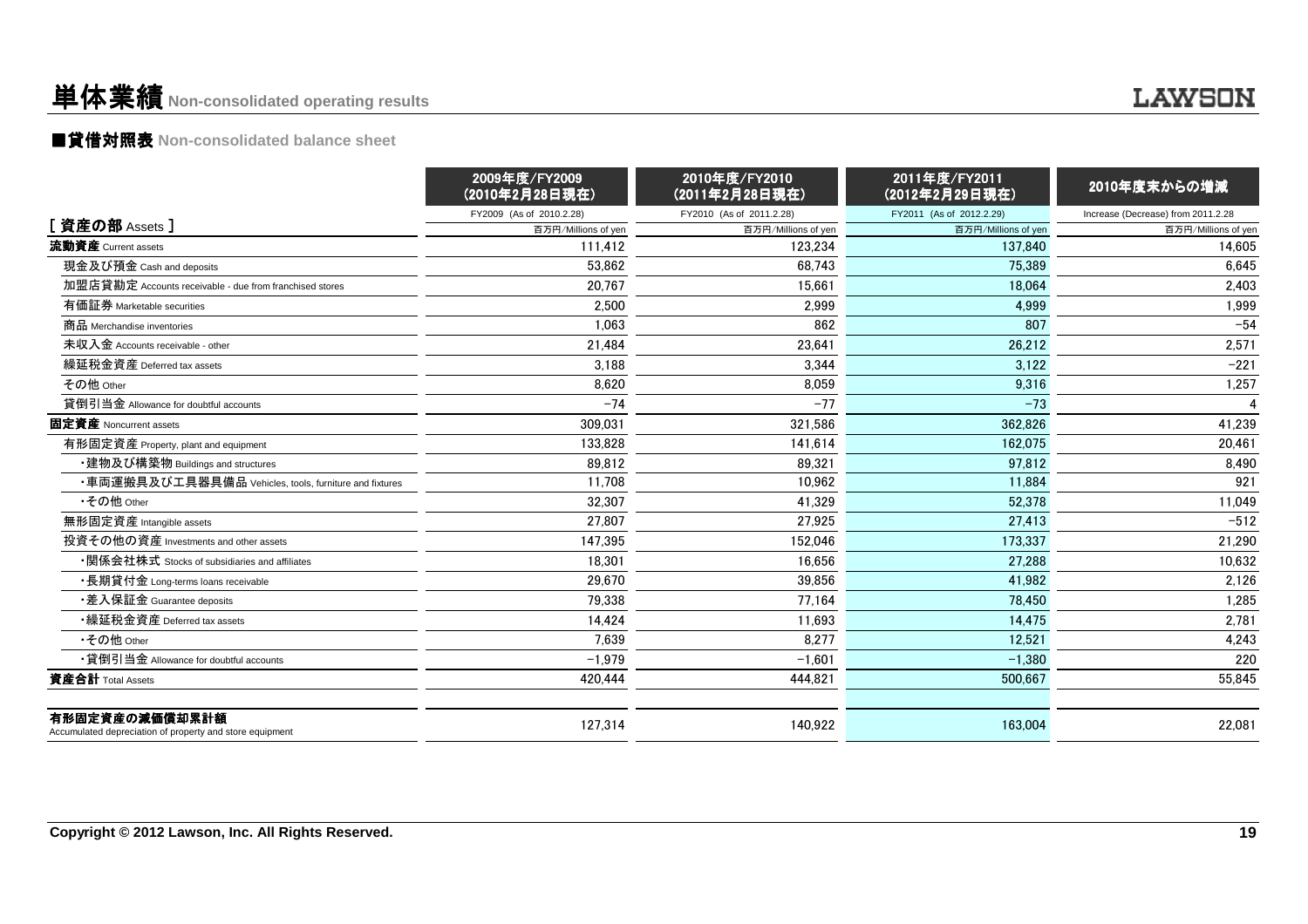# 単体業績 Non-consolidated operating results

## ■貸借対照表 Non-consolidated balance sheet

| | 2009年度/FY2009 (2010年2月28日現在) | 2010年度/FY2010 (2011年2月28日現在) | 2011年度/FY2011 (2012年2月29日現在) | 2010年度末からの増減 |
|---|---|---|---|---|
| | FY2009 (As of 2010.2.28) | FY2010 (As of 2011.2.28) | FY2011 (As of 2012.2.29) | Increase (Decrease) from 2011.2.28 |
| [ 資産の部 Assets ] | 百万円/Millions of yen | 百万円/Millions of yen | 百万円/Millions of yen | 百万円/Millions of yen |
| **流動資産** Current assets | 111,412 | 123,234 | 137,840 | 14,605 |
| 現金及び預金 Cash and deposits | 53,862 | 68,743 | 75,389 | 6,645 |
| 加盟店貸勘定 Accounts receivable - due from franchised stores | 20,767 | 15,661 | 18,064 | 2,403 |
| 有価証券 Marketable securities | 2,500 | 2,999 | 4,999 | 1,999 |
| 商品 Merchandise inventories | 1,063 | 862 | 807 | −54 |
| 未収入金 Accounts receivable - other | 21,484 | 23,641 | 26,212 | 2,571 |
| 繰延税金資産 Deferred tax assets | 3,188 | 3,344 | 3,122 | −221 |
| その他 Other | 8,620 | 8,059 | 9,316 | 1,257 |
| 貸倒引当金 Allowance for doubtful accounts | −74 | −77 | −73 | 4 |
| **固定資産** Noncurrent assets | 309,031 | 321,586 | 362,826 | 41,239 |
| 有形固定資産 Property, plant and equipment | 133,828 | 141,614 | 162,075 | 20,461 |
| ・建物及び構築物 Buildings and structures | 89,812 | 89,321 | 97,812 | 8,490 |
| ・車両運搬具及び工具器具備品 Vehicles, tools, furniture and fixtures | 11,708 | 10,962 | 11,884 | 921 |
| ・その他 Other | 32,307 | 41,329 | 52,378 | 11,049 |
| 無形固定資産 Intangible assets | 27,807 | 27,925 | 27,413 | −512 |
| 投資その他の資産 Investments and other assets | 147,395 | 152,046 | 173,337 | 21,290 |
| ・関係会社株式 Stocks of subsidiaries and affiliates | 18,301 | 16,656 | 27,288 | 10,632 |
| ・長期貸付金 Long-terms loans receivable | 29,670 | 39,856 | 41,982 | 2,126 |
| ・差入保証金 Guarantee deposits | 79,338 | 77,164 | 78,450 | 1,285 |
| ・繰延税金資産 Deferred tax assets | 14,424 | 11,693 | 14,475 | 2,781 |
| ・その他 Other | 7,639 | 8,277 | 12,521 | 4,243 |
| ・貸倒引当金 Allowance for doubtful accounts | −1,979 | −1,601 | −1,380 | 220 |
| **資産合計** Total Assets | 420,444 | 444,821 | 500,667 | 55,845 |
| **有形固定資産の減価償却累計額** Accumulated depreciation of property and store equipment | 127,314 | 140,922 | 163,004 | 22,081 |

Copyright © 2012 Lawson, Inc. All Rights Reserved.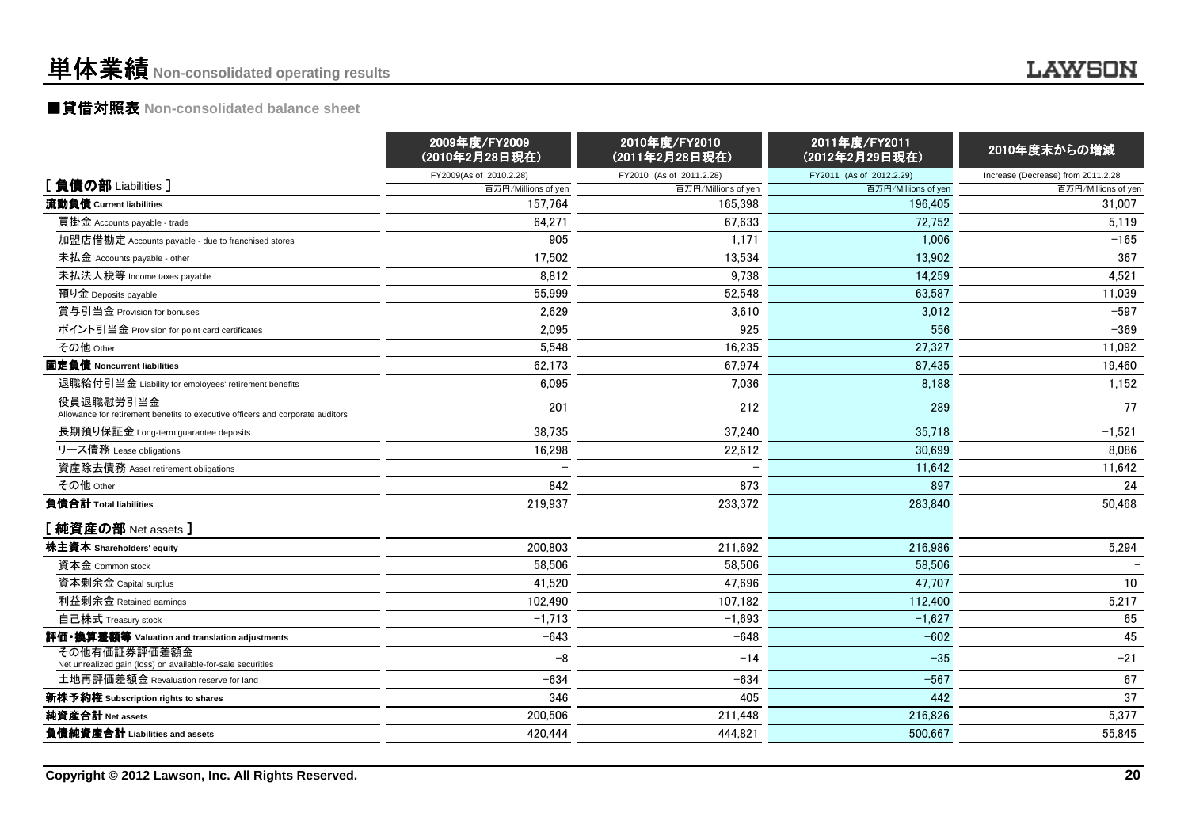# 単体業績 Non-consolidated operating results

## ■貸借対照表 Non-consolidated balance sheet

| | 2009年度/FY2009 (2010年2月28日現在) | 2010年度/FY2010 (2011年2月28日現在) | 2011年度/FY2011 (2012年2月29日現在) | 2010年度末からの増減 |
|---|---|---|---|---|
| | FY2009(As of 2010.2.28) | FY2010 (As of 2011.2.28) | FY2011 (As of 2012.2.29) | Increase (Decrease) from 2011.2.28 |
| [ 負債の部 Liabilities ] | 百万円/Millions of yen | 百万円/Millions of yen | 百万円/Millions of yen | 百万円/Millions of yen |
| **流動負債 Current liabilities** | 157,764 | 165,398 | 196,405 | 31,007 |
| 買掛金 Accounts payable - trade | 64,271 | 67,633 | 72,752 | 5,119 |
| 加盟店借勘定 Accounts payable - due to franchised stores | 905 | 1,171 | 1,006 | −165 |
| 未払金 Accounts payable - other | 17,502 | 13,534 | 13,902 | 367 |
| 未払法人税等 Income taxes payable | 8,812 | 9,738 | 14,259 | 4,521 |
| 預り金 Deposits payable | 55,999 | 52,548 | 63,587 | 11,039 |
| 賞与引当金 Provision for bonuses | 2,629 | 3,610 | 3,012 | −597 |
| ポイント引当金 Provision for point card certificates | 2,095 | 925 | 556 | −369 |
| その他 Other | 5,548 | 16,235 | 27,327 | 11,092 |
| **固定負債 Noncurrent liabilities** | 62,173 | 67,974 | 87,435 | 19,460 |
| 退職給付引当金 Liability for employees' retirement benefits | 6,095 | 7,036 | 8,188 | 1,152 |
| 役員退職慰労引当金 Allowance for retirement benefits to executive officers and corporate auditors | 201 | 212 | 289 | 77 |
| 長期預り保証金 Long-term guarantee deposits | 38,735 | 37,240 | 35,718 | −1,521 |
| リース債務 Lease obligations | 16,298 | 22,612 | 30,699 | 8,086 |
| 資産除去債務 Asset retirement obligations | − | − | 11,642 | 11,642 |
| その他 Other | 842 | 873 | 897 | 24 |
| **負債合計 Total liabilities** | 219,937 | 233,372 | 283,840 | 50,468 |
| [ 純資産の部 Net assets ] | | | | |
| **株主資本 Shareholders' equity** | 200,803 | 211,692 | 216,986 | 5,294 |
| 資本金 Common stock | 58,506 | 58,506 | 58,506 | − |
| 資本剰余金 Capital surplus | 41,520 | 47,696 | 47,707 | 10 |
| 利益剰余金 Retained earnings | 102,490 | 107,182 | 112,400 | 5,217 |
| 自己株式 Treasury stock | −1,713 | −1,693 | −1,627 | 65 |
| **評価・換算差額等 Valuation and translation adjustments** | −643 | −648 | −602 | 45 |
| その他有価証券評価差額金 Net unrealized gain (loss) on available-for-sale securities | −8 | −14 | −35 | −21 |
| 土地再評価差額金 Revaluation reserve for land | −634 | −634 | −567 | 67 |
| **新株予約権 Subscription rights to shares** | 346 | 405 | 442 | 37 |
| **純資産合計 Net assets** | 200,506 | 211,448 | 216,826 | 5,377 |
| **負債純資産合計 Liabilities and assets** | 420,444 | 444,821 | 500,667 | 55,845 |

Copyright © 2012 Lawson, Inc. All Rights Reserved.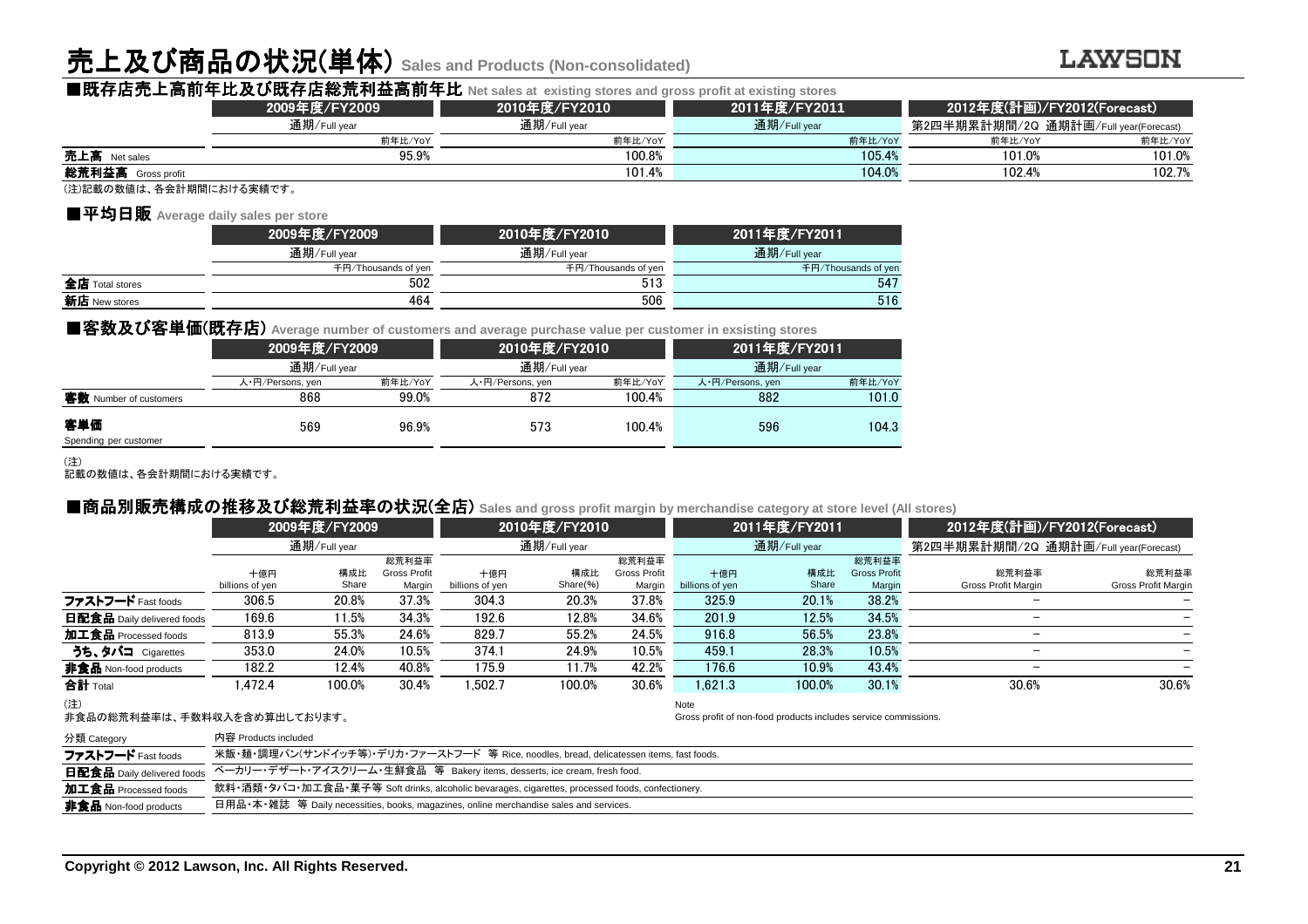# 売上及び商品の状況(単体) Sales and Products (Non-consolidated)

## ■既存店売上高前年比及び既存店総荒利益高前年比 Net sales at existing stores and gross profit at existing stores

| | 2009年度/FY2009 | 2010年度/FY2010 | 2011年度/FY2011 | 2012年度(計画)/FY2012(Forecast) | |
|---|---|---|---|---|---|
| | 通期/Full year | 通期/Full year | 通期/Full year | 第2四半期累計期間/2Q | 通期計画/Full year(Forecast) |
| | 前年比/YoY | 前年比/YoY | 前年比/YoY | 前年比/YoY | 前年比/YoY |
| **売上高** Net sales | 95.9% | 100.8% | 105.4% | 101.0% | 101.0% |
| **総荒利益高** Gross profit | | 101.4% | 104.0% | 102.4% | 102.7% |

(注)記載の数値は、各会計期間における実績です。

## ■平均日販 Average daily sales per store

| | 2009年度/FY2009 | 2010年度/FY2010 | 2011年度/FY2011 |
|---|---|---|---|
| | 通期/Full year | 通期/Full year | 通期/Full year |
| | 千円/Thousands of yen | 千円/Thousands of yen | 千円/Thousands of yen |
| **全店** Total stores | 502 | 513 | 547 |
| **新店** New stores | 464 | 506 | 516 |

## ■客数及び客単価(既存店) Average number of customers and average purchase value per customer in exsisting stores

| | 2009年度/FY2009 | | 2010年度/FY2010 | | 2011年度/FY2011 | |
|---|---|---|---|---|---|---|
| | 通期/Full year | | 通期/Full year | | 通期/Full year | |
| | 人・円/Persons, yen | 前年比/YoY | 人・円/Persons, yen | 前年比/YoY | 人・円/Persons, yen | 前年比/YoY |
| **客数** Number of customers | 868 | 99.0% | 872 | 100.4% | 882 | 101.0 |
| **客単価** Spending per customer | 569 | 96.9% | 573 | 100.4% | 596 | 104.3 |

(注)
記載の数値は、各会計期間における実績です。

## ■商品別販売構成の推移及び総荒利益率の状況(全店) Sales and gross profit margin by merchandise category at store level (All stores)

| | 2009年度/FY2009 | | | 2010年度/FY2010 | | | 2011年度/FY2011 | | | 2012年度(計画)/FY2012(Forecast) | |
|---|---|---|---|---|---|---|---|---|---|---|---|
| | 通期/Full year | | | 通期/Full year | | | 通期/Full year | | | 第2四半期累計期間/2Q | 通期計画/Full year(Forecast) |
| | 十億円 billions of yen | 構成比 Share | 総荒利益率 Gross Profit Margin | 十億円 billions of yen | 構成比 Share(%) | 総荒利益率 Gross Profit Margin | 十億円 billions of yen | 構成比 Share | 総荒利益率 Gross Profit Margin | 総荒利益率 Gross Profit Margin | 総荒利益率 Gross Profit Margin |
| **ファストフード** Fast foods | 306.5 | 20.8% | 37.3% | 304.3 | 20.3% | 37.8% | 325.9 | 20.1% | 38.2% | − | − |
| **日配食品** Daily delivered foods | 169.6 | 11.5% | 34.3% | 192.6 | 12.8% | 34.6% | 201.9 | 12.5% | 34.5% | − | − |
| **加工食品** Processed foods | 813.9 | 55.3% | 24.6% | 829.7 | 55.2% | 24.5% | 916.8 | 56.5% | 23.8% | − | − |
| **うち、タバコ** Cigarettes | 353.0 | 24.0% | 10.5% | 374.1 | 24.9% | 10.5% | 459.1 | 28.3% | 10.5% | − | − |
| **非食品** Non-food products | 182.2 | 12.4% | 40.8% | 175.9 | 11.7% | 42.2% | 176.6 | 10.9% | 43.4% | − | − |
| **合計** Total | 1,472.4 | 100.0% | 30.4% | 1,502.7 | 100.0% | 30.6% | 1,621.3 | 100.0% | 30.1% | 30.6% | 30.6% |

(注)
非食品の総荒利益率は、手数料収入を含め算出しております。

Note
Gross profit of non-food products includes service commissions.

| 分類 Category | 内容 Products included |
|---|---|
| **ファストフード** Fast foods | 米飯・麺・調理パン(サンドイッチ等)・デリカ・ファーストフード 等 Rice, noodles, bread, delicatessen items, fast foods. |
| **日配食品** Daily delivered foods | ベーカリー・デザート・アイスクリーム・生鮮食品 等 Bakery items, desserts, ice cream, fresh food. |
| **加工食品** Processed foods | 飲料・酒類・タバコ・加工食品・菓子等 Soft drinks, alcoholic bevarages, cigarettes, processed foods, confectionery. |
| **非食品** Non-food products | 日用品・本・雑誌 等 Daily necessities, books, magazines, online merchandise sales and services. |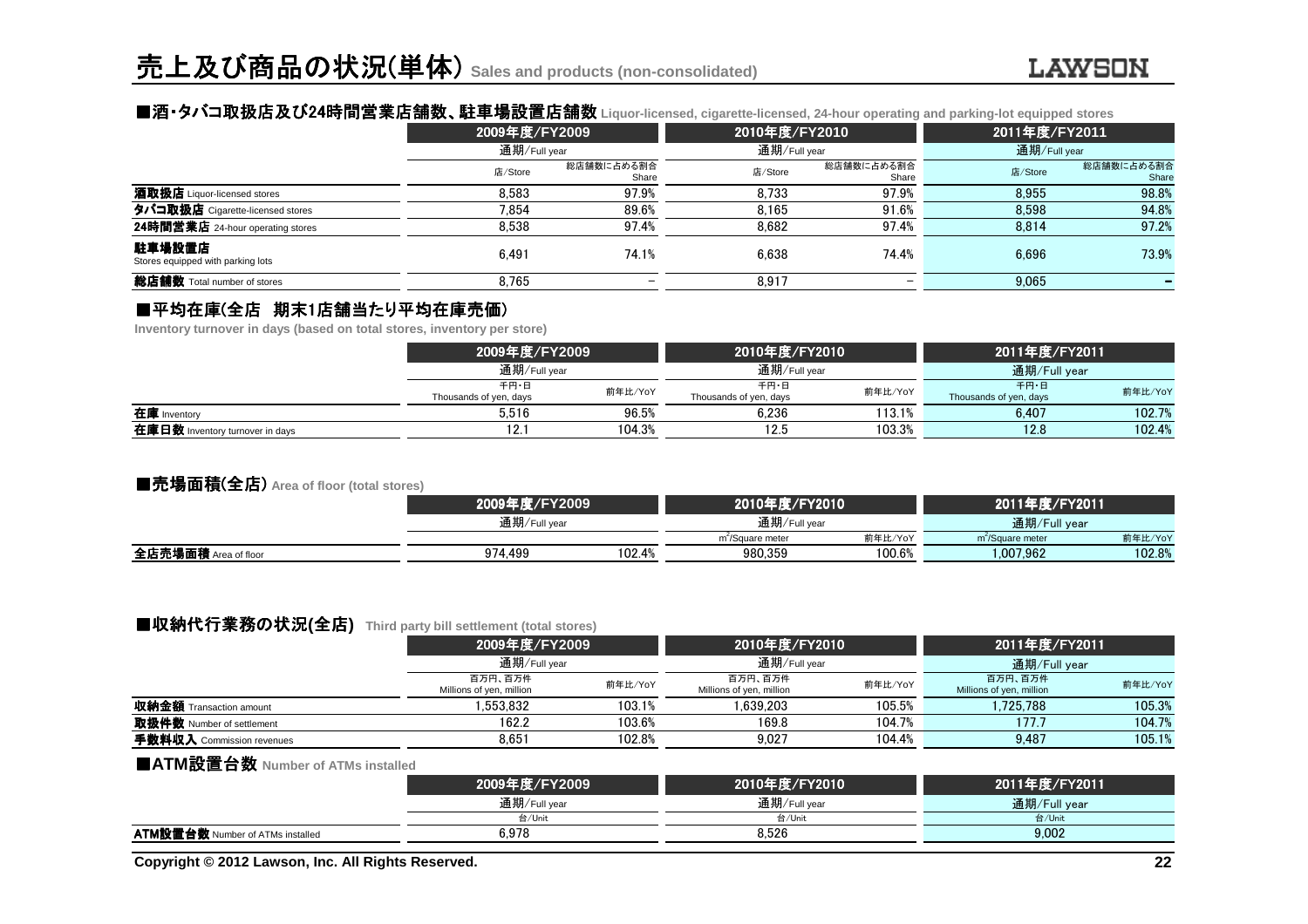# 売上及び商品の状況(単体) Sales and products (non-consolidated)

## ■酒・タバコ取扱店及び24時間営業店舗数、駐車場設置店舗数 Liquor-licensed, cigarette-licensed, 24-hour operating and parking-lot equipped stores

| | 2009年度/FY2009 | | 2010年度/FY2010 | | 2011年度/FY2011 | |
|---|---|---|---|---|---|---|
| | 通期/Full year | | 通期/Full year | | 通期/Full year | |
| | 店/Store | 総店舗数に占める割合 Share | 店/Store | 総店舗数に占める割合 Share | 店/Store | 総店舗数に占める割合 Share |
| **酒取扱店** Liquor-licensed stores | 8,583 | 97.9% | 8,733 | 97.9% | 8,955 | 98.8% |
| **タバコ取扱店** Cigarette-licensed stores | 7,854 | 89.6% | 8,165 | 91.6% | 8,598 | 94.8% |
| **24時間営業店** 24-hour operating stores | 8,538 | 97.4% | 8,682 | 97.4% | 8,814 | 97.2% |
| **駐車場設置店** Stores equipped with parking lots | 6,491 | 74.1% | 6,638 | 74.4% | 6,696 | 73.9% |
| **総店舗数** Total number of stores | 8,765 | − | 8,917 | − | 9,065 | − |

## ■平均在庫(全店　期末1店舗当たり平均在庫売価)

Inventory turnover in days (based on total stores, inventory per store)

| | 2009年度/FY2009 | | 2010年度/FY2010 | | 2011年度/FY2011 | |
|---|---|---|---|---|---|---|
| | 通期/Full year | | 通期/Full year | | 通期/Full year | |
| | 千円・日 Thousands of yen, days | 前年比/YoY | 千円・日 Thousands of yen, days | 前年比/YoY | 千円・日 Thousands of yen, days | 前年比/YoY |
| **在庫** Inventory | 5,516 | 96.5% | 6,236 | 113.1% | 6,407 | 102.7% |
| **在庫日数** Inventory turnover in days | 12.1 | 104.3% | 12.5 | 103.3% | 12.8 | 102.4% |

## ■売場面積(全店) Area of floor (total stores)

| | 2009年度/FY2009 | | 2010年度/FY2010 | | 2011年度/FY2011 | |
|---|---|---|---|---|---|---|
| | 通期/Full year | | 通期/Full year | | 通期/Full year | |
| | | | $m^2$/Square meter | 前年比/YoY | $m^2$/Square meter | 前年比/YoY |
| **全店売場面積** Area of floor | 974,499 | 102.4% | 980,359 | 100.6% | 1,007,962 | 102.8% |

## ■収納代行業務の状況(全店) Third party bill settlement (total stores)

| | 2009年度/FY2009 | | 2010年度/FY2010 | | 2011年度/FY2011 | |
|---|---|---|---|---|---|---|
| | 通期/Full year | | 通期/Full year | | 通期/Full year | |
| | 百万円、百万件 Millions of yen, million | 前年比/YoY | 百万円、百万件 Millions of yen, million | 前年比/YoY | 百万円、百万件 Millions of yen, million | 前年比/YoY |
| **収納金額** Transaction amount | 1,553,832 | 103.1% | 1,639,203 | 105.5% | 1,725,788 | 105.3% |
| **取扱件数** Number of settlement | 162.2 | 103.6% | 169.8 | 104.7% | 177.7 | 104.7% |
| **手数料収入** Commission revenues | 8,651 | 102.8% | 9,027 | 104.4% | 9,487 | 105.1% |

## ■ATM設置台数 Number of ATMs installed

| | 2009年度/FY2009 | 2010年度/FY2010 | 2011年度/FY2011 |
|---|---|---|---|
| | 通期/Full year | 通期/Full year | 通期/Full year |
| | 台/Unit | 台/Unit | 台/Unit |
| **ATM設置台数** Number of ATMs installed | 6,978 | 8,526 | 9,002 |

Copyright © 2012 Lawson, Inc. All Rights Reserved.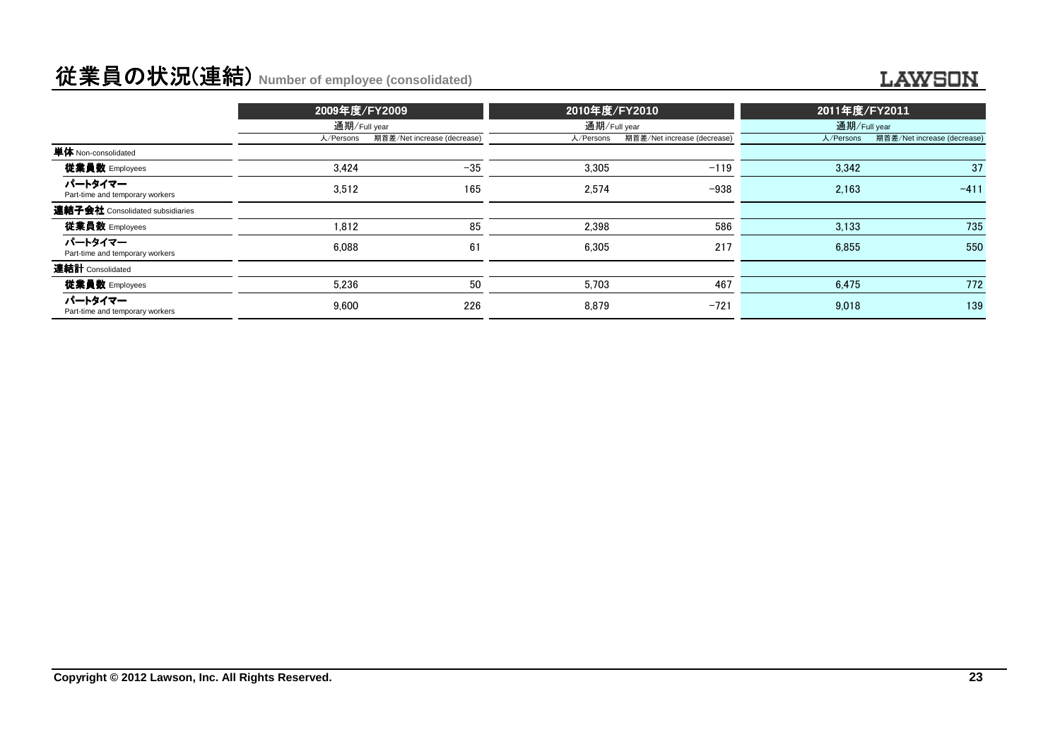# 従業員の状況(連結) Number of employee (consolidated)

LAWSON

| | 2009年度/FY2009 | | 2010年度/FY2010 | | 2011年度/FY2011 | |
|---|---|---|---|---|---|---|
| | 通期/Full year | | 通期/Full year | | 通期/Full year | |
| | 人/Persons | 期首差/Net increase (decrease) | 人/Persons | 期首差/Net increase (decrease) | 人/Persons | 期首差/Net increase (decrease) |
| **単体** Non-consolidated | | | | | | |
| **従業員数** Employees | 3,424 | −35 | 3,305 | −119 | 3,342 | 37 |
| **パートタイマー** Part-time and temporary workers | 3,512 | 165 | 2,574 | −938 | 2,163 | −411 |
| **連結子会社** Consolidated subsidiaries | | | | | | |
| **従業員数** Employees | 1,812 | 85 | 2,398 | 586 | 3,133 | 735 |
| **パートタイマー** Part-time and temporary workers | 6,088 | 61 | 6,305 | 217 | 6,855 | 550 |
| **連結計** Consolidated | | | | | | |
| **従業員数** Employees | 5,236 | 50 | 5,703 | 467 | 6,475 | 772 |
| **パートタイマー** Part-time and temporary workers | 9,600 | 226 | 8,879 | −721 | 9,018 | 139 |

Copyright © 2012 Lawson, Inc. All Rights Reserved.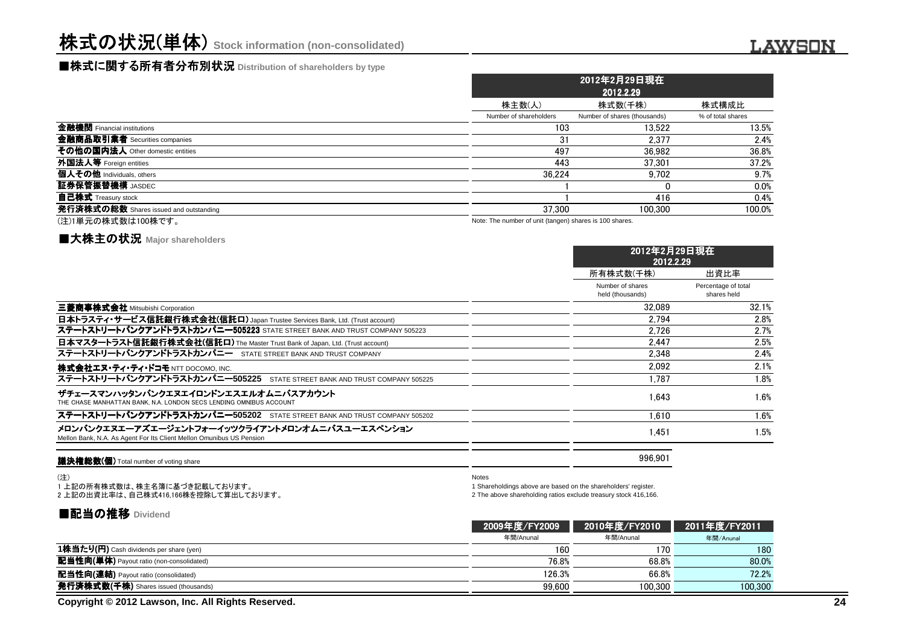# 株式の状況(単体) Stock information (non-consolidated)

## ■株式に関する所有者分布別状況 Distribution of shareholders by type

| | 2012年2月29日現在 2012.2.29 | | |
|---|---|---|---|
| | 株主数(人) Number of shareholders | 株式数(千株) Number of shares (thousands) | 株式構成比 % of total shares |
| **金融機関** Financial institutions | 103 | 13,522 | 13.5% |
| **金融商品取引業者** Securities companies | 31 | 2,377 | 2.4% |
| **その他の国内法人** Other domestic entities | 497 | 36,982 | 36.8% |
| **外国法人等** Foreign entities | 443 | 37,301 | 37.2% |
| **個人その他** Individuals, others | 36,224 | 9,702 | 9.7% |
| **証券保管振替機構** JASDEC | 1 | 0 | 0.0% |
| **自己株式** Treasury stock | 1 | 416 | 0.4% |
| **発行済株式の総数** Shares issued and outstanding | 37,300 | 100,300 | 100.0% |

(注)1単元の株式数は100株です。

Note: The number of unit (tangen) shares is 100 shares.

## ■大株主の状況 Major shareholders

| | 2012年2月29日現在 2012.2.29 | |
|---|---|---|
| | 所有株式数(千株) Number of shares held (thousands) | 出資比率 Percentage of total shares held |
| **三菱商事株式会社** Mitsubishi Corporation | 32,089 | 32.1% |
| **日本トラスティ・サービス信託銀行株式会社(信託口)** Japan Trustee Services Bank, Ltd. (Trust account) | 2,794 | 2.8% |
| **ステートストリートバンクアンドトラストカンパニー505223** STATE STREET BANK AND TRUST COMPANY 505223 | 2,726 | 2.7% |
| **日本マスタートラスト信託銀行株式会社(信託口)** The Master Trust Bank of Japan, Ltd. (Trust account) | 2,447 | 2.5% |
| **ステートストリートバンクアンドトラストカンパニー** STATE STREET BANK AND TRUST COMPANY | 2,348 | 2.4% |
| **株式会社エヌ・ティ・ティ・ドコモ** NTT DOCOMO, INC. | 2,092 | 2.1% |
| **ステートストリートバンクアンドトラストカンパニー505225** STATE STREET BANK AND TRUST COMPANY 505225 | 1,787 | 1.8% |
| **ザチェースマンハッタンバンクエヌエイロンドンエスエルオムニバスアカウント** THE CHASE MANHATTAN BANK, N.A. LONDON SECS LENDING OMNIBUS ACCOUNT | 1,643 | 1.6% |
| **ステートストリートバンクアンドトラストカンパニー505202** STATE STREET BANK AND TRUST COMPANY 505202 | 1,610 | 1.6% |
| **メロンバンクエヌエーアズエージェントフォーイッツクライアントメロンオムニバスユーエスペンション** Mellon Bank, N.A. As Agent For Its Client Mellon Omnibus US Pension | 1,451 | 1.5% |
| **議決権総数(個)** Total number of voting share | 996,901 | |

(注)
1 上記の所有株式数は、株主名簿に基づき記載しております。
2 上記の出資比率は、自己株式416,166株を控除して算出しております。

Notes
1 Shareholdings above are based on the shareholders' register.
2 The above shareholding ratios exclude treasury stock 416,166.

## ■配当の推移 Dividend

| | 2009年度/FY2009 | 2010年度/FY2010 | 2011年度/FY2011 |
|---|---|---|---|
| | 年間/Anunal | 年間/Anunal | 年間/Anunal |
| **1株当たり(円)** Cash dividends per share (yen) | 160 | 170 | 180 |
| **配当性向(単体)** Payout ratio (non-consolidated) | 76.8% | 68.8% | 80.0% |
| **配当性向(連結)** Payout ratio (consolidated) | 126.3% | 66.8% | 72.2% |
| **発行済株式数(千株)** Shares issued (thousands) | 99,600 | 100,300 | 100,300 |

**Copyright © 2012 Lawson, Inc. All Rights Reserved.**